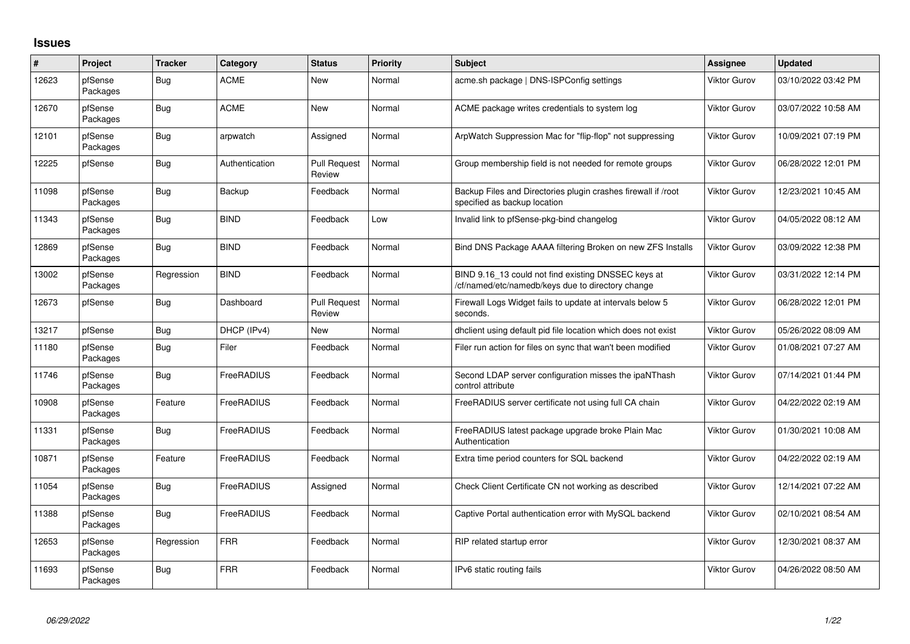# Issues

| # | Project | Tracker | Category | Status | Priority | Subject | Assignee | Updated |
|---|---|---|---|---|---|---|---|---|
| 12623 | pfSense Packages | Bug | ACME | New | Normal | acme.sh package \| DNS-ISPConfig settings | Viktor Gurov | 03/10/2022 03:42 PM |
| 12670 | pfSense Packages | Bug | ACME | New | Normal | ACME package writes credentials to system log | Viktor Gurov | 03/07/2022 10:58 AM |
| 12101 | pfSense Packages | Bug | arpwatch | Assigned | Normal | ArpWatch Suppression Mac for "flip-flop" not suppressing | Viktor Gurov | 10/09/2021 07:19 PM |
| 12225 | pfSense | Bug | Authentication | Pull Request Review | Normal | Group membership field is not needed for remote groups | Viktor Gurov | 06/28/2022 12:01 PM |
| 11098 | pfSense Packages | Bug | Backup | Feedback | Normal | Backup Files and Directories plugin crashes firewall if /root specified as backup location | Viktor Gurov | 12/23/2021 10:45 AM |
| 11343 | pfSense Packages | Bug | BIND | Feedback | Low | Invalid link to pfSense-pkg-bind changelog | Viktor Gurov | 04/05/2022 08:12 AM |
| 12869 | pfSense Packages | Bug | BIND | Feedback | Normal | Bind DNS Package AAAA filtering Broken on new ZFS Installs | Viktor Gurov | 03/09/2022 12:38 PM |
| 13002 | pfSense Packages | Regression | BIND | Feedback | Normal | BIND 9.16_13 could not find existing DNSSEC keys at /cf/named/etc/namedb/keys due to directory change | Viktor Gurov | 03/31/2022 12:14 PM |
| 12673 | pfSense | Bug | Dashboard | Pull Request Review | Normal | Firewall Logs Widget fails to update at intervals below 5 seconds. | Viktor Gurov | 06/28/2022 12:01 PM |
| 13217 | pfSense | Bug | DHCP (IPv4) | New | Normal | dhclient using default pid file location which does not exist | Viktor Gurov | 05/26/2022 08:09 AM |
| 11180 | pfSense Packages | Bug | Filer | Feedback | Normal | Filer run action for files on sync that wan't been modified | Viktor Gurov | 01/08/2021 07:27 AM |
| 11746 | pfSense Packages | Bug | FreeRADIUS | Feedback | Normal | Second LDAP server configuration misses the ipaNThash control attribute | Viktor Gurov | 07/14/2021 01:44 PM |
| 10908 | pfSense Packages | Feature | FreeRADIUS | Feedback | Normal | FreeRADIUS server certificate not using full CA chain | Viktor Gurov | 04/22/2022 02:19 AM |
| 11331 | pfSense Packages | Bug | FreeRADIUS | Feedback | Normal | FreeRADIUS latest package upgrade broke Plain Mac Authentication | Viktor Gurov | 01/30/2021 10:08 AM |
| 10871 | pfSense Packages | Feature | FreeRADIUS | Feedback | Normal | Extra time period counters for SQL backend | Viktor Gurov | 04/22/2022 02:19 AM |
| 11054 | pfSense Packages | Bug | FreeRADIUS | Assigned | Normal | Check Client Certificate CN not working as described | Viktor Gurov | 12/14/2021 07:22 AM |
| 11388 | pfSense Packages | Bug | FreeRADIUS | Feedback | Normal | Captive Portal authentication error with MySQL backend | Viktor Gurov | 02/10/2021 08:54 AM |
| 12653 | pfSense Packages | Regression | FRR | Feedback | Normal | RIP related startup error | Viktor Gurov | 12/30/2021 08:37 AM |
| 11693 | pfSense Packages | Bug | FRR | Feedback | Normal | IPv6 static routing fails | Viktor Gurov | 04/26/2022 08:50 AM |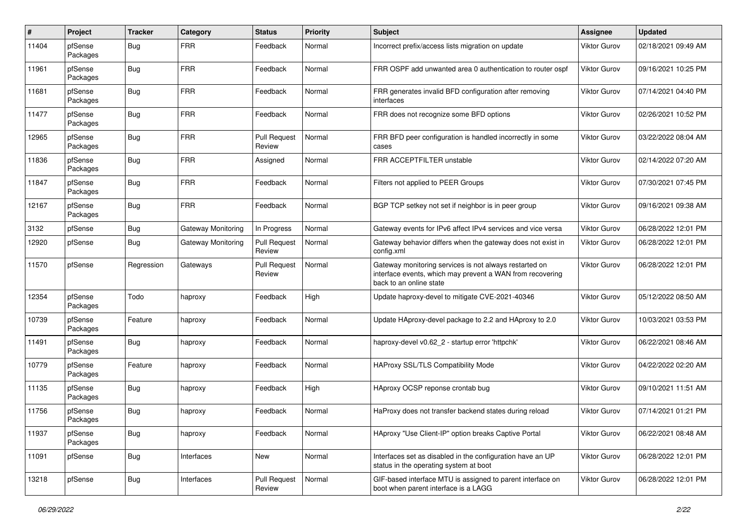| # | Project | Tracker | Category | Status | Priority | Subject | Assignee | Updated |
|---|---|---|---|---|---|---|---|---|
| 11404 | pfSense Packages | Bug | FRR | Feedback | Normal | Incorrect prefix/access lists migration on update | Viktor Gurov | 02/18/2021 09:49 AM |
| 11961 | pfSense Packages | Bug | FRR | Feedback | Normal | FRR OSPF add unwanted area 0 authentication to router ospf | Viktor Gurov | 09/16/2021 10:25 PM |
| 11681 | pfSense Packages | Bug | FRR | Feedback | Normal | FRR generates invalid BFD configuration after removing interfaces | Viktor Gurov | 07/14/2021 04:40 PM |
| 11477 | pfSense Packages | Bug | FRR | Feedback | Normal | FRR does not recognize some BFD options | Viktor Gurov | 02/26/2021 10:52 PM |
| 12965 | pfSense Packages | Bug | FRR | Pull Request Review | Normal | FRR BFD peer configuration is handled incorrectly in some cases | Viktor Gurov | 03/22/2022 08:04 AM |
| 11836 | pfSense Packages | Bug | FRR | Assigned | Normal | FRR ACCEPTFILTER unstable | Viktor Gurov | 02/14/2022 07:20 AM |
| 11847 | pfSense Packages | Bug | FRR | Feedback | Normal | Filters not applied to PEER Groups | Viktor Gurov | 07/30/2021 07:45 PM |
| 12167 | pfSense Packages | Bug | FRR | Feedback | Normal | BGP TCP setkey not set if neighbor is in peer group | Viktor Gurov | 09/16/2021 09:38 AM |
| 3132 | pfSense | Bug | Gateway Monitoring | In Progress | Normal | Gateway events for IPv6 affect IPv4 services and vice versa | Viktor Gurov | 06/28/2022 12:01 PM |
| 12920 | pfSense | Bug | Gateway Monitoring | Pull Request Review | Normal | Gateway behavior differs when the gateway does not exist in config.xml | Viktor Gurov | 06/28/2022 12:01 PM |
| 11570 | pfSense | Regression | Gateways | Pull Request Review | Normal | Gateway monitoring services is not always restarted on interface events, which may prevent a WAN from recovering back to an online state | Viktor Gurov | 06/28/2022 12:01 PM |
| 12354 | pfSense Packages | Todo | haproxy | Feedback | High | Update haproxy-devel to mitigate CVE-2021-40346 | Viktor Gurov | 05/12/2022 08:50 AM |
| 10739 | pfSense Packages | Feature | haproxy | Feedback | Normal | Update HAproxy-devel package to 2.2 and HAproxy to 2.0 | Viktor Gurov | 10/03/2021 03:53 PM |
| 11491 | pfSense Packages | Bug | haproxy | Feedback | Normal | haproxy-devel v0.62_2 - startup error 'httpchk' | Viktor Gurov | 06/22/2021 08:46 AM |
| 10779 | pfSense Packages | Feature | haproxy | Feedback | Normal | HAProxy SSL/TLS Compatibility Mode | Viktor Gurov | 04/22/2022 02:20 AM |
| 11135 | pfSense Packages | Bug | haproxy | Feedback | High | HAproxy OCSP reponse crontab bug | Viktor Gurov | 09/10/2021 11:51 AM |
| 11756 | pfSense Packages | Bug | haproxy | Feedback | Normal | HaProxy does not transfer backend states during reload | Viktor Gurov | 07/14/2021 01:21 PM |
| 11937 | pfSense Packages | Bug | haproxy | Feedback | Normal | HAproxy "Use Client-IP" option breaks Captive Portal | Viktor Gurov | 06/22/2021 08:48 AM |
| 11091 | pfSense | Bug | Interfaces | New | Normal | Interfaces set as disabled in the configuration have an UP status in the operating system at boot | Viktor Gurov | 06/28/2022 12:01 PM |
| 13218 | pfSense | Bug | Interfaces | Pull Request Review | Normal | GIF-based interface MTU is assigned to parent interface on boot when parent interface is a LAGG | Viktor Gurov | 06/28/2022 12:01 PM |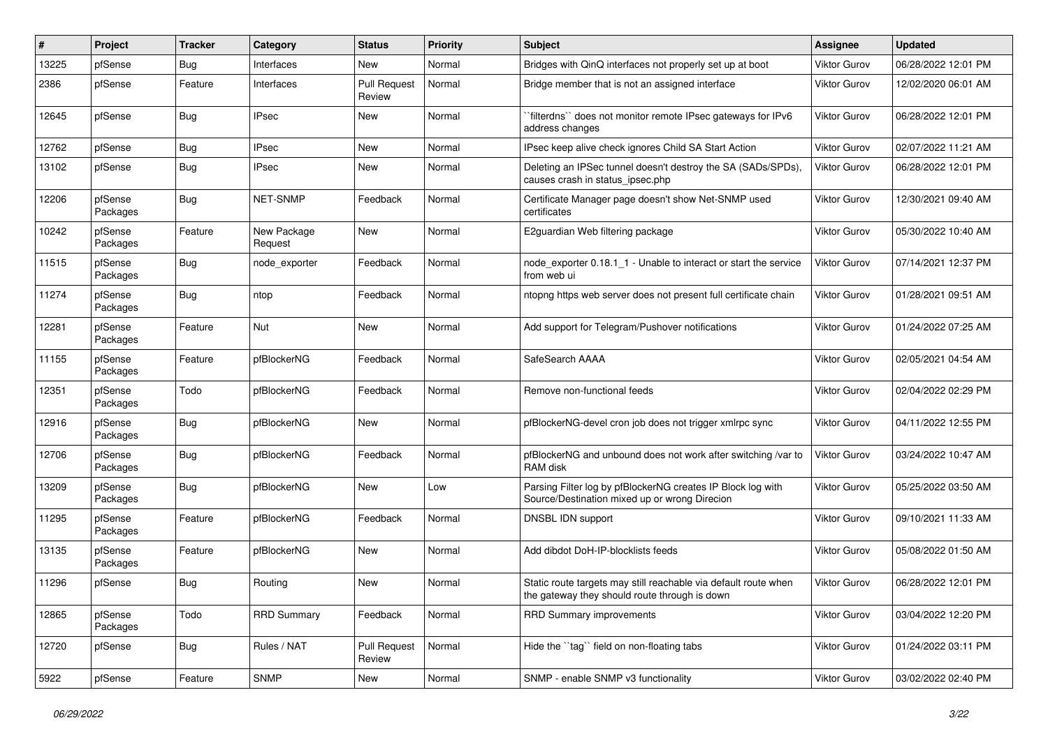| # | Project | Tracker | Category | Status | Priority | Subject | Assignee | Updated |
|---|---|---|---|---|---|---|---|---|
| 13225 | pfSense | Bug | Interfaces | New | Normal | Bridges with QinQ interfaces not properly set up at boot | Viktor Gurov | 06/28/2022 12:01 PM |
| 2386 | pfSense | Feature | Interfaces | Pull Request Review | Normal | Bridge member that is not an assigned interface | Viktor Gurov | 12/02/2020 06:01 AM |
| 12645 | pfSense | Bug | IPsec | New | Normal | ``filterdns`` does not monitor remote IPsec gateways for IPv6 address changes | Viktor Gurov | 06/28/2022 12:01 PM |
| 12762 | pfSense | Bug | IPsec | New | Normal | IPsec keep alive check ignores Child SA Start Action | Viktor Gurov | 02/07/2022 11:21 AM |
| 13102 | pfSense | Bug | IPsec | New | Normal | Deleting an IPSec tunnel doesn't destroy the SA (SADs/SPDs), causes crash in status_ipsec.php | Viktor Gurov | 06/28/2022 12:01 PM |
| 12206 | pfSense Packages | Bug | NET-SNMP | Feedback | Normal | Certificate Manager page doesn't show Net-SNMP used certificates | Viktor Gurov | 12/30/2021 09:40 AM |
| 10242 | pfSense Packages | Feature | New Package Request | New | Normal | E2guardian Web filtering package | Viktor Gurov | 05/30/2022 10:40 AM |
| 11515 | pfSense Packages | Bug | node_exporter | Feedback | Normal | node_exporter 0.18.1_1 - Unable to interact or start the service from web ui | Viktor Gurov | 07/14/2021 12:37 PM |
| 11274 | pfSense Packages | Bug | ntop | Feedback | Normal | ntopng https web server does not present full certificate chain | Viktor Gurov | 01/28/2021 09:51 AM |
| 12281 | pfSense Packages | Feature | Nut | New | Normal | Add support for Telegram/Pushover notifications | Viktor Gurov | 01/24/2022 07:25 AM |
| 11155 | pfSense Packages | Feature | pfBlockerNG | Feedback | Normal | SafeSearch AAAA | Viktor Gurov | 02/05/2021 04:54 AM |
| 12351 | pfSense Packages | Todo | pfBlockerNG | Feedback | Normal | Remove non-functional feeds | Viktor Gurov | 02/04/2022 02:29 PM |
| 12916 | pfSense Packages | Bug | pfBlockerNG | New | Normal | pfBlockerNG-devel cron job does not trigger xmlrpc sync | Viktor Gurov | 04/11/2022 12:55 PM |
| 12706 | pfSense Packages | Bug | pfBlockerNG | Feedback | Normal | pfBlockerNG and unbound does not work after switching /var to RAM disk | Viktor Gurov | 03/24/2022 10:47 AM |
| 13209 | pfSense Packages | Bug | pfBlockerNG | New | Low | Parsing Filter log by pfBlockerNG creates IP Block log with Source/Destination mixed up or wrong Direcion | Viktor Gurov | 05/25/2022 03:50 AM |
| 11295 | pfSense Packages | Feature | pfBlockerNG | Feedback | Normal | DNSBL IDN support | Viktor Gurov | 09/10/2021 11:33 AM |
| 13135 | pfSense Packages | Feature | pfBlockerNG | New | Normal | Add dibdot DoH-IP-blocklists feeds | Viktor Gurov | 05/08/2022 01:50 AM |
| 11296 | pfSense | Bug | Routing | New | Normal | Static route targets may still reachable via default route when the gateway they should route through is down | Viktor Gurov | 06/28/2022 12:01 PM |
| 12865 | pfSense Packages | Todo | RRD Summary | Feedback | Normal | RRD Summary improvements | Viktor Gurov | 03/04/2022 12:20 PM |
| 12720 | pfSense | Bug | Rules / NAT | Pull Request Review | Normal | Hide the ``tag`` field on non-floating tabs | Viktor Gurov | 01/24/2022 03:11 PM |
| 5922 | pfSense | Feature | SNMP | New | Normal | SNMP - enable SNMP v3 functionality | Viktor Gurov | 03/02/2022 02:40 PM |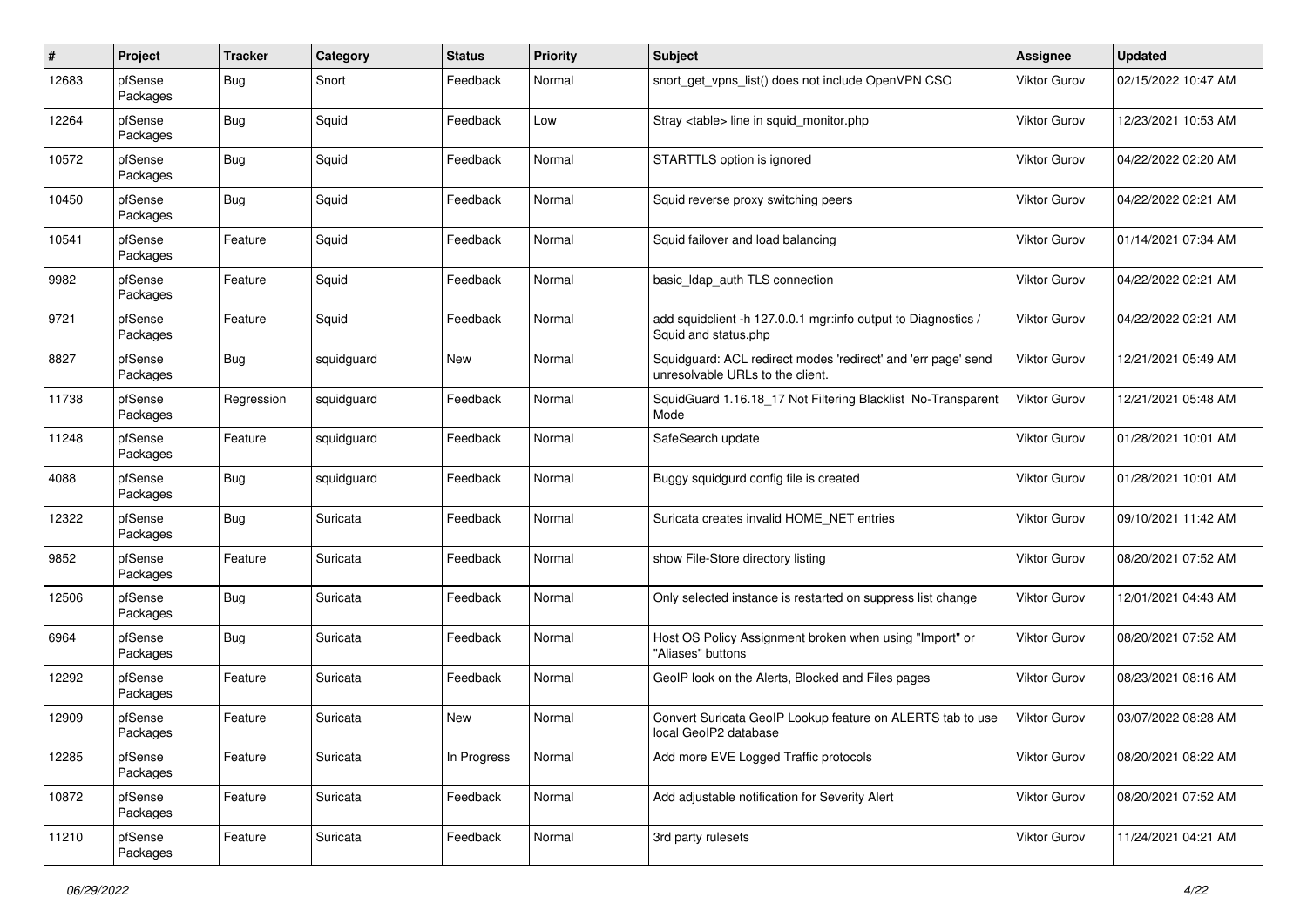| # | Project | Tracker | Category | Status | Priority | Subject | Assignee | Updated |
|---|---|---|---|---|---|---|---|---|
| 12683 | pfSense Packages | Bug | Snort | Feedback | Normal | snort_get_vpns_list() does not include OpenVPN CSO | Viktor Gurov | 02/15/2022 10:47 AM |
| 12264 | pfSense Packages | Bug | Squid | Feedback | Low | Stray <table> line in squid_monitor.php | Viktor Gurov | 12/23/2021 10:53 AM |
| 10572 | pfSense Packages | Bug | Squid | Feedback | Normal | STARTTLS option is ignored | Viktor Gurov | 04/22/2022 02:20 AM |
| 10450 | pfSense Packages | Bug | Squid | Feedback | Normal | Squid reverse proxy switching peers | Viktor Gurov | 04/22/2022 02:21 AM |
| 10541 | pfSense Packages | Feature | Squid | Feedback | Normal | Squid failover and load balancing | Viktor Gurov | 01/14/2021 07:34 AM |
| 9982 | pfSense Packages | Feature | Squid | Feedback | Normal | basic_ldap_auth TLS connection | Viktor Gurov | 04/22/2022 02:21 AM |
| 9721 | pfSense Packages | Feature | Squid | Feedback | Normal | add squidclient -h 127.0.0.1 mgr:info output to Diagnostics / Squid and status.php | Viktor Gurov | 04/22/2022 02:21 AM |
| 8827 | pfSense Packages | Bug | squidguard | New | Normal | Squidguard: ACL redirect modes 'redirect' and 'err page' send unresolvable URLs to the client. | Viktor Gurov | 12/21/2021 05:49 AM |
| 11738 | pfSense Packages | Regression | squidguard | Feedback | Normal | SquidGuard 1.16.18_17 Not Filtering Blacklist No-Transparent Mode | Viktor Gurov | 12/21/2021 05:48 AM |
| 11248 | pfSense Packages | Feature | squidguard | Feedback | Normal | SafeSearch update | Viktor Gurov | 01/28/2021 10:01 AM |
| 4088 | pfSense Packages | Bug | squidguard | Feedback | Normal | Buggy squidgurd config file is created | Viktor Gurov | 01/28/2021 10:01 AM |
| 12322 | pfSense Packages | Bug | Suricata | Feedback | Normal | Suricata creates invalid HOME_NET entries | Viktor Gurov | 09/10/2021 11:42 AM |
| 9852 | pfSense Packages | Feature | Suricata | Feedback | Normal | show File-Store directory listing | Viktor Gurov | 08/20/2021 07:52 AM |
| 12506 | pfSense Packages | Bug | Suricata | Feedback | Normal | Only selected instance is restarted on suppress list change | Viktor Gurov | 12/01/2021 04:43 AM |
| 6964 | pfSense Packages | Bug | Suricata | Feedback | Normal | Host OS Policy Assignment broken when using "Import" or "Aliases" buttons | Viktor Gurov | 08/20/2021 07:52 AM |
| 12292 | pfSense Packages | Feature | Suricata | Feedback | Normal | GeoIP look on the Alerts, Blocked and Files pages | Viktor Gurov | 08/23/2021 08:16 AM |
| 12909 | pfSense Packages | Feature | Suricata | New | Normal | Convert Suricata GeoIP Lookup feature on ALERTS tab to use local GeoIP2 database | Viktor Gurov | 03/07/2022 08:28 AM |
| 12285 | pfSense Packages | Feature | Suricata | In Progress | Normal | Add more EVE Logged Traffic protocols | Viktor Gurov | 08/20/2021 08:22 AM |
| 10872 | pfSense Packages | Feature | Suricata | Feedback | Normal | Add adjustable notification for Severity Alert | Viktor Gurov | 08/20/2021 07:52 AM |
| 11210 | pfSense Packages | Feature | Suricata | Feedback | Normal | 3rd party rulesets | Viktor Gurov | 11/24/2021 04:21 AM |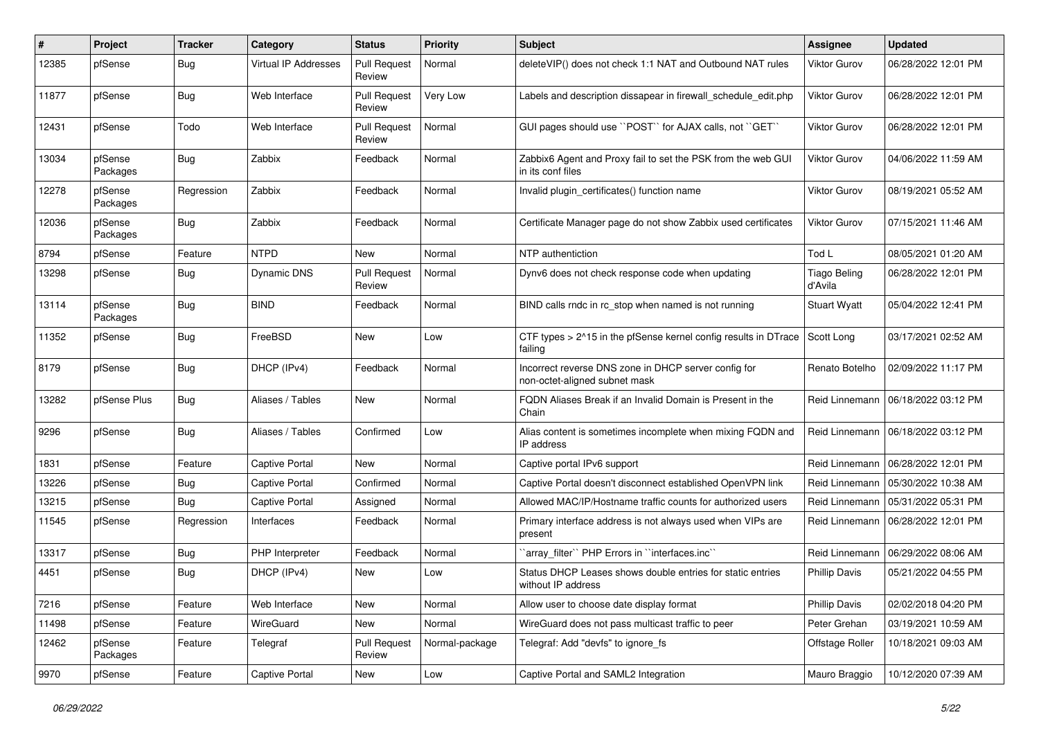| # | Project | Tracker | Category | Status | Priority | Subject | Assignee | Updated |
|---|---|---|---|---|---|---|---|---|
| 12385 | pfSense | Bug | Virtual IP Addresses | Pull Request Review | Normal | deleteVIP() does not check 1:1 NAT and Outbound NAT rules | Viktor Gurov | 06/28/2022 12:01 PM |
| 11877 | pfSense | Bug | Web Interface | Pull Request Review | Very Low | Labels and description dissapear in firewall_schedule_edit.php | Viktor Gurov | 06/28/2022 12:01 PM |
| 12431 | pfSense | Todo | Web Interface | Pull Request Review | Normal | GUI pages should use ``POST`` for AJAX calls, not ``GET`` | Viktor Gurov | 06/28/2022 12:01 PM |
| 13034 | pfSense Packages | Bug | Zabbix | Feedback | Normal | Zabbix6 Agent and Proxy fail to set the PSK from the web GUI in its conf files | Viktor Gurov | 04/06/2022 11:59 AM |
| 12278 | pfSense Packages | Regression | Zabbix | Feedback | Normal | Invalid plugin_certificates() function name | Viktor Gurov | 08/19/2021 05:52 AM |
| 12036 | pfSense Packages | Bug | Zabbix | Feedback | Normal | Certificate Manager page do not show Zabbix used certificates | Viktor Gurov | 07/15/2021 11:46 AM |
| 8794 | pfSense | Feature | NTPD | New | Normal | NTP authentiction | Tod L | 08/05/2021 01:20 AM |
| 13298 | pfSense | Bug | Dynamic DNS | Pull Request Review | Normal | Dynv6 does not check response code when updating | Tiago Beling d'Avila | 06/28/2022 12:01 PM |
| 13114 | pfSense Packages | Bug | BIND | Feedback | Normal | BIND calls rndc in rc_stop when named is not running | Stuart Wyatt | 05/04/2022 12:41 PM |
| 11352 | pfSense | Bug | FreeBSD | New | Low | CTF types > 2^15 in the pfSense kernel config results in DTrace failing | Scott Long | 03/17/2021 02:52 AM |
| 8179 | pfSense | Bug | DHCP (IPv4) | Feedback | Normal | Incorrect reverse DNS zone in DHCP server config for non-octet-aligned subnet mask | Renato Botelho | 02/09/2022 11:17 PM |
| 13282 | pfSense Plus | Bug | Aliases / Tables | New | Normal | FQDN Aliases Break if an Invalid Domain is Present in the Chain | Reid Linnemann | 06/18/2022 03:12 PM |
| 9296 | pfSense | Bug | Aliases / Tables | Confirmed | Low | Alias content is sometimes incomplete when mixing FQDN and IP address | Reid Linnemann | 06/18/2022 03:12 PM |
| 1831 | pfSense | Feature | Captive Portal | New | Normal | Captive portal IPv6 support | Reid Linnemann | 06/28/2022 12:01 PM |
| 13226 | pfSense | Bug | Captive Portal | Confirmed | Normal | Captive Portal doesn't disconnect established OpenVPN link | Reid Linnemann | 05/30/2022 10:38 AM |
| 13215 | pfSense | Bug | Captive Portal | Assigned | Normal | Allowed MAC/IP/Hostname traffic counts for authorized users | Reid Linnemann | 05/31/2022 05:31 PM |
| 11545 | pfSense | Regression | Interfaces | Feedback | Normal | Primary interface address is not always used when VIPs are present | Reid Linnemann | 06/28/2022 12:01 PM |
| 13317 | pfSense | Bug | PHP Interpreter | Feedback | Normal | ``array_filter`` PHP Errors in ``interfaces.inc`` | Reid Linnemann | 06/29/2022 08:06 AM |
| 4451 | pfSense | Bug | DHCP (IPv4) | New | Low | Status DHCP Leases shows double entries for static entries without IP address | Phillip Davis | 05/21/2022 04:55 PM |
| 7216 | pfSense | Feature | Web Interface | New | Normal | Allow user to choose date display format | Phillip Davis | 02/02/2018 04:20 PM |
| 11498 | pfSense | Feature | WireGuard | New | Normal | WireGuard does not pass multicast traffic to peer | Peter Grehan | 03/19/2021 10:59 AM |
| 12462 | pfSense Packages | Feature | Telegraf | Pull Request Review | Normal-package | Telegraf: Add "devfs" to ignore_fs | Offstage Roller | 10/18/2021 09:03 AM |
| 9970 | pfSense | Feature | Captive Portal | New | Low | Captive Portal and SAML2 Integration | Mauro Braggio | 10/12/2020 07:39 AM |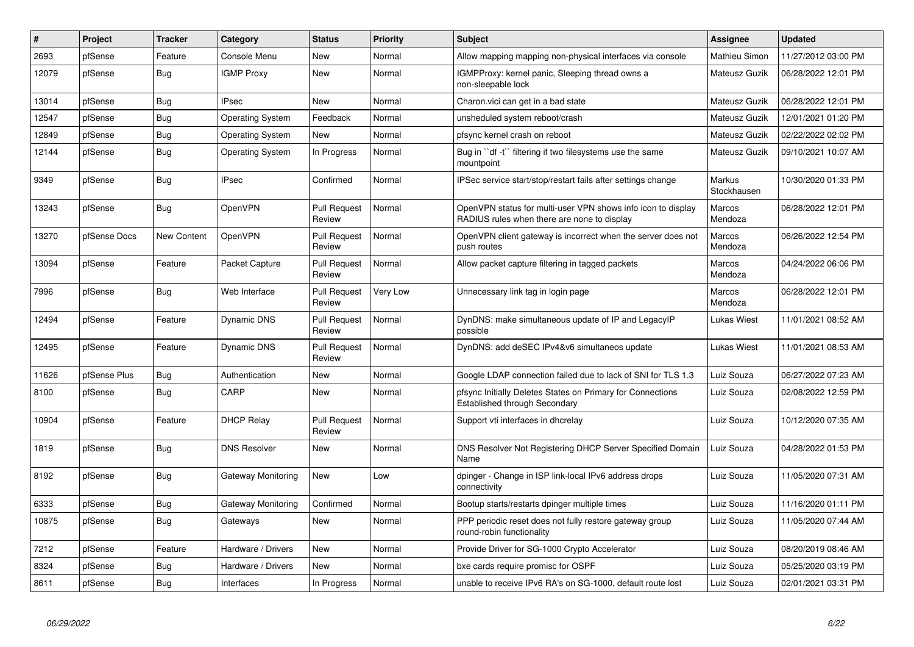| # | Project | Tracker | Category | Status | Priority | Subject | Assignee | Updated |
|---|---|---|---|---|---|---|---|---|
| 2693 | pfSense | Feature | Console Menu | New | Normal | Allow mapping mapping non-physical interfaces via console | Mathieu Simon | 11/27/2012 03:00 PM |
| 12079 | pfSense | Bug | IGMP Proxy | New | Normal | IGMPProxy: kernel panic, Sleeping thread owns a non-sleepable lock | Mateusz Guzik | 06/28/2022 12:01 PM |
| 13014 | pfSense | Bug | IPsec | New | Normal | Charon.vici can get in a bad state | Mateusz Guzik | 06/28/2022 12:01 PM |
| 12547 | pfSense | Bug | Operating System | Feedback | Normal | unsheduled system reboot/crash | Mateusz Guzik | 12/01/2021 01:20 PM |
| 12849 | pfSense | Bug | Operating System | New | Normal | pfsync kernel crash on reboot | Mateusz Guzik | 02/22/2022 02:02 PM |
| 12144 | pfSense | Bug | Operating System | In Progress | Normal | Bug in ``df -t`` filtering if two filesystems use the same mountpoint | Mateusz Guzik | 09/10/2021 10:07 AM |
| 9349 | pfSense | Bug | IPsec | Confirmed | Normal | IPSec service start/stop/restart fails after settings change | Markus Stockhausen | 10/30/2020 01:33 PM |
| 13243 | pfSense | Bug | OpenVPN | Pull Request Review | Normal | OpenVPN status for multi-user VPN shows info icon to display RADIUS rules when there are none to display | Marcos Mendoza | 06/28/2022 12:01 PM |
| 13270 | pfSense Docs | New Content | OpenVPN | Pull Request Review | Normal | OpenVPN client gateway is incorrect when the server does not push routes | Marcos Mendoza | 06/26/2022 12:54 PM |
| 13094 | pfSense | Feature | Packet Capture | Pull Request Review | Normal | Allow packet capture filtering in tagged packets | Marcos Mendoza | 04/24/2022 06:06 PM |
| 7996 | pfSense | Bug | Web Interface | Pull Request Review | Very Low | Unnecessary link tag in login page | Marcos Mendoza | 06/28/2022 12:01 PM |
| 12494 | pfSense | Feature | Dynamic DNS | Pull Request Review | Normal | DynDNS: make simultaneous update of IP and LegacyIP possible | Lukas Wiest | 11/01/2021 08:52 AM |
| 12495 | pfSense | Feature | Dynamic DNS | Pull Request Review | Normal | DynDNS: add deSEC IPv4&v6 simultaneos update | Lukas Wiest | 11/01/2021 08:53 AM |
| 11626 | pfSense Plus | Bug | Authentication | New | Normal | Google LDAP connection failed due to lack of SNI for TLS 1.3 | Luiz Souza | 06/27/2022 07:23 AM |
| 8100 | pfSense | Bug | CARP | New | Normal | pfsync Initially Deletes States on Primary for Connections Established through Secondary | Luiz Souza | 02/08/2022 12:59 PM |
| 10904 | pfSense | Feature | DHCP Relay | Pull Request Review | Normal | Support vti interfaces in dhcrelay | Luiz Souza | 10/12/2020 07:35 AM |
| 1819 | pfSense | Bug | DNS Resolver | New | Normal | DNS Resolver Not Registering DHCP Server Specified Domain Name | Luiz Souza | 04/28/2022 01:53 PM |
| 8192 | pfSense | Bug | Gateway Monitoring | New | Low | dpinger - Change in ISP link-local IPv6 address drops connectivity | Luiz Souza | 11/05/2020 07:31 AM |
| 6333 | pfSense | Bug | Gateway Monitoring | Confirmed | Normal | Bootup starts/restarts dpinger multiple times | Luiz Souza | 11/16/2020 01:11 PM |
| 10875 | pfSense | Bug | Gateways | New | Normal | PPP periodic reset does not fully restore gateway group round-robin functionality | Luiz Souza | 11/05/2020 07:44 AM |
| 7212 | pfSense | Feature | Hardware / Drivers | New | Normal | Provide Driver for SG-1000 Crypto Accelerator | Luiz Souza | 08/20/2019 08:46 AM |
| 8324 | pfSense | Bug | Hardware / Drivers | New | Normal | bxe cards require promisc for OSPF | Luiz Souza | 05/25/2020 03:19 PM |
| 8611 | pfSense | Bug | Interfaces | In Progress | Normal | unable to receive IPv6 RA's on SG-1000, default route lost | Luiz Souza | 02/01/2021 03:31 PM |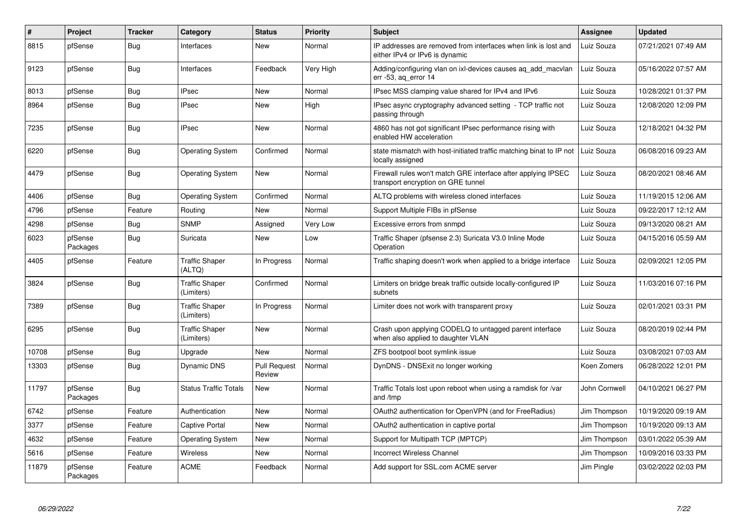| # | Project | Tracker | Category | Status | Priority | Subject | Assignee | Updated |
|---|---|---|---|---|---|---|---|---|
| 8815 | pfSense | Bug | Interfaces | New | Normal | IP addresses are removed from interfaces when link is lost and either IPv4 or IPv6 is dynamic | Luiz Souza | 07/21/2021 07:49 AM |
| 9123 | pfSense | Bug | Interfaces | Feedback | Very High | Adding/configuring vlan on ixl-devices causes aq_add_macvlan err -53, aq_error 14 | Luiz Souza | 05/16/2022 07:57 AM |
| 8013 | pfSense | Bug | IPsec | New | Normal | IPsec MSS clamping value shared for IPv4 and IPv6 | Luiz Souza | 10/28/2021 01:37 PM |
| 8964 | pfSense | Bug | IPsec | New | High | IPsec async cryptography advanced setting - TCP traffic not passing through | Luiz Souza | 12/08/2020 12:09 PM |
| 7235 | pfSense | Bug | IPsec | New | Normal | 4860 has not got significant IPsec performance rising with enabled HW acceleration | Luiz Souza | 12/18/2021 04:32 PM |
| 6220 | pfSense | Bug | Operating System | Confirmed | Normal | state mismatch with host-initiated traffic matching binat to IP not locally assigned | Luiz Souza | 06/08/2016 09:23 AM |
| 4479 | pfSense | Bug | Operating System | New | Normal | Firewall rules won't match GRE interface after applying IPSEC transport encryption on GRE tunnel | Luiz Souza | 08/20/2021 08:46 AM |
| 4406 | pfSense | Bug | Operating System | Confirmed | Normal | ALTQ problems with wireless cloned interfaces | Luiz Souza | 11/19/2015 12:06 AM |
| 4796 | pfSense | Feature | Routing | New | Normal | Support Multiple FIBs in pfSense | Luiz Souza | 09/22/2017 12:12 AM |
| 4298 | pfSense | Bug | SNMP | Assigned | Very Low | Excessive errors from snmpd | Luiz Souza | 09/13/2020 08:21 AM |
| 6023 | pfSense Packages | Bug | Suricata | New | Low | Traffic Shaper (pfsense 2.3) Suricata V3.0 Inline Mode Operation | Luiz Souza | 04/15/2016 05:59 AM |
| 4405 | pfSense | Feature | Traffic Shaper (ALTQ) | In Progress | Normal | Traffic shaping doesn't work when applied to a bridge interface | Luiz Souza | 02/09/2021 12:05 PM |
| 3824 | pfSense | Bug | Traffic Shaper (Limiters) | Confirmed | Normal | Limiters on bridge break traffic outside locally-configured IP subnets | Luiz Souza | 11/03/2016 07:16 PM |
| 7389 | pfSense | Bug | Traffic Shaper (Limiters) | In Progress | Normal | Limiter does not work with transparent proxy | Luiz Souza | 02/01/2021 03:31 PM |
| 6295 | pfSense | Bug | Traffic Shaper (Limiters) | New | Normal | Crash upon applying CODELQ to untagged parent interface when also applied to daughter VLAN | Luiz Souza | 08/20/2019 02:44 PM |
| 10708 | pfSense | Bug | Upgrade | New | Normal | ZFS bootpool boot symlink issue | Luiz Souza | 03/08/2021 07:03 AM |
| 13303 | pfSense | Bug | Dynamic DNS | Pull Request Review | Normal | DynDNS - DNSExit no longer working | Koen Zomers | 06/28/2022 12:01 PM |
| 11797 | pfSense Packages | Bug | Status Traffic Totals | New | Normal | Traffic Totals lost upon reboot when using a ramdisk for /var and /tmp | John Cornwell | 04/10/2021 06:27 PM |
| 6742 | pfSense | Feature | Authentication | New | Normal | OAuth2 authentication for OpenVPN (and for FreeRadius) | Jim Thompson | 10/19/2020 09:19 AM |
| 3377 | pfSense | Feature | Captive Portal | New | Normal | OAuth2 authentication in captive portal | Jim Thompson | 10/19/2020 09:13 AM |
| 4632 | pfSense | Feature | Operating System | New | Normal | Support for Multipath TCP (MPTCP) | Jim Thompson | 03/01/2022 05:39 AM |
| 5616 | pfSense | Feature | Wireless | New | Normal | Incorrect Wireless Channel | Jim Thompson | 10/09/2016 03:33 PM |
| 11879 | pfSense Packages | Feature | ACME | Feedback | Normal | Add support for SSL.com ACME server | Jim Pingle | 03/02/2022 02:03 PM |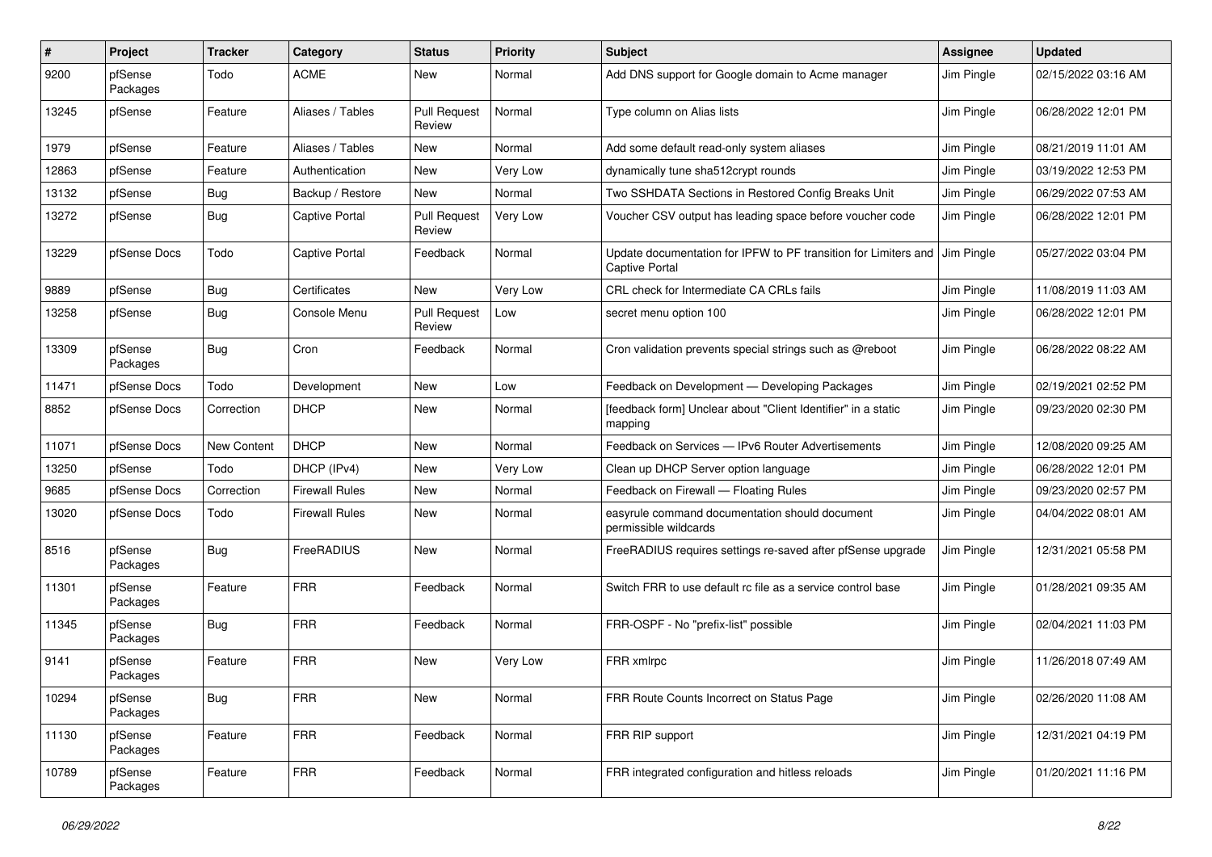| # | Project | Tracker | Category | Status | Priority | Subject | Assignee | Updated |
|---|---|---|---|---|---|---|---|---|
| 9200 | pfSense Packages | Todo | ACME | New | Normal | Add DNS support for Google domain to Acme manager | Jim Pingle | 02/15/2022 03:16 AM |
| 13245 | pfSense | Feature | Aliases / Tables | Pull Request Review | Normal | Type column on Alias lists | Jim Pingle | 06/28/2022 12:01 PM |
| 1979 | pfSense | Feature | Aliases / Tables | New | Normal | Add some default read-only system aliases | Jim Pingle | 08/21/2019 11:01 AM |
| 12863 | pfSense | Feature | Authentication | New | Very Low | dynamically tune sha512crypt rounds | Jim Pingle | 03/19/2022 12:53 PM |
| 13132 | pfSense | Bug | Backup / Restore | New | Normal | Two SSHDATA Sections in Restored Config Breaks Unit | Jim Pingle | 06/29/2022 07:53 AM |
| 13272 | pfSense | Bug | Captive Portal | Pull Request Review | Very Low | Voucher CSV output has leading space before voucher code | Jim Pingle | 06/28/2022 12:01 PM |
| 13229 | pfSense Docs | Todo | Captive Portal | Feedback | Normal | Update documentation for IPFW to PF transition for Limiters and Captive Portal | Jim Pingle | 05/27/2022 03:04 PM |
| 9889 | pfSense | Bug | Certificates | New | Very Low | CRL check for Intermediate CA CRLs fails | Jim Pingle | 11/08/2019 11:03 AM |
| 13258 | pfSense | Bug | Console Menu | Pull Request Review | Low | secret menu option 100 | Jim Pingle | 06/28/2022 12:01 PM |
| 13309 | pfSense Packages | Bug | Cron | Feedback | Normal | Cron validation prevents special strings such as @reboot | Jim Pingle | 06/28/2022 08:22 AM |
| 11471 | pfSense Docs | Todo | Development | New | Low | Feedback on Development — Developing Packages | Jim Pingle | 02/19/2021 02:52 PM |
| 8852 | pfSense Docs | Correction | DHCP | New | Normal | [feedback form] Unclear about "Client Identifier" in a static mapping | Jim Pingle | 09/23/2020 02:30 PM |
| 11071 | pfSense Docs | New Content | DHCP | New | Normal | Feedback on Services — IPv6 Router Advertisements | Jim Pingle | 12/08/2020 09:25 AM |
| 13250 | pfSense | Todo | DHCP (IPv4) | New | Very Low | Clean up DHCP Server option language | Jim Pingle | 06/28/2022 12:01 PM |
| 9685 | pfSense Docs | Correction | Firewall Rules | New | Normal | Feedback on Firewall — Floating Rules | Jim Pingle | 09/23/2020 02:57 PM |
| 13020 | pfSense Docs | Todo | Firewall Rules | New | Normal | easyrule command documentation should document permissible wildcards | Jim Pingle | 04/04/2022 08:01 AM |
| 8516 | pfSense Packages | Bug | FreeRADIUS | New | Normal | FreeRADIUS requires settings re-saved after pfSense upgrade | Jim Pingle | 12/31/2021 05:58 PM |
| 11301 | pfSense Packages | Feature | FRR | Feedback | Normal | Switch FRR to use default rc file as a service control base | Jim Pingle | 01/28/2021 09:35 AM |
| 11345 | pfSense Packages | Bug | FRR | Feedback | Normal | FRR-OSPF - No "prefix-list" possible | Jim Pingle | 02/04/2021 11:03 PM |
| 9141 | pfSense Packages | Feature | FRR | New | Very Low | FRR xmlrpc | Jim Pingle | 11/26/2018 07:49 AM |
| 10294 | pfSense Packages | Bug | FRR | New | Normal | FRR Route Counts Incorrect on Status Page | Jim Pingle | 02/26/2020 11:08 AM |
| 11130 | pfSense Packages | Feature | FRR | Feedback | Normal | FRR RIP support | Jim Pingle | 12/31/2021 04:19 PM |
| 10789 | pfSense Packages | Feature | FRR | Feedback | Normal | FRR integrated configuration and hitless reloads | Jim Pingle | 01/20/2021 11:16 PM |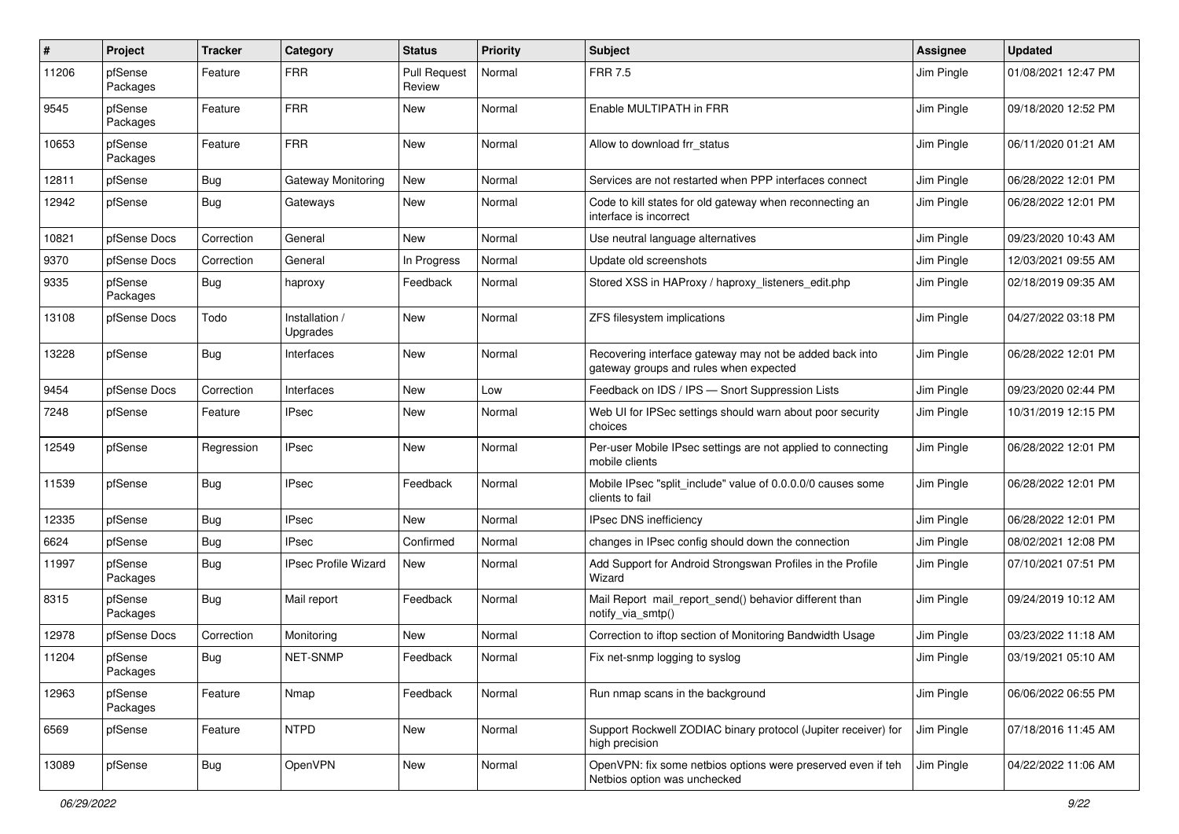| # | Project | Tracker | Category | Status | Priority | Subject | Assignee | Updated |
|---|---|---|---|---|---|---|---|---|
| 11206 | pfSense Packages | Feature | FRR | Pull Request Review | Normal | FRR 7.5 | Jim Pingle | 01/08/2021 12:47 PM |
| 9545 | pfSense Packages | Feature | FRR | New | Normal | Enable MULTIPATH in FRR | Jim Pingle | 09/18/2020 12:52 PM |
| 10653 | pfSense Packages | Feature | FRR | New | Normal | Allow to download frr_status | Jim Pingle | 06/11/2020 01:21 AM |
| 12811 | pfSense | Bug | Gateway Monitoring | New | Normal | Services are not restarted when PPP interfaces connect | Jim Pingle | 06/28/2022 12:01 PM |
| 12942 | pfSense | Bug | Gateways | New | Normal | Code to kill states for old gateway when reconnecting an interface is incorrect | Jim Pingle | 06/28/2022 12:01 PM |
| 10821 | pfSense Docs | Correction | General | New | Normal | Use neutral language alternatives | Jim Pingle | 09/23/2020 10:43 AM |
| 9370 | pfSense Docs | Correction | General | In Progress | Normal | Update old screenshots | Jim Pingle | 12/03/2021 09:55 AM |
| 9335 | pfSense Packages | Bug | haproxy | Feedback | Normal | Stored XSS in HAProxy / haproxy_listeners_edit.php | Jim Pingle | 02/18/2019 09:35 AM |
| 13108 | pfSense Docs | Todo | Installation / Upgrades | New | Normal | ZFS filesystem implications | Jim Pingle | 04/27/2022 03:18 PM |
| 13228 | pfSense | Bug | Interfaces | New | Normal | Recovering interface gateway may not be added back into gateway groups and rules when expected | Jim Pingle | 06/28/2022 12:01 PM |
| 9454 | pfSense Docs | Correction | Interfaces | New | Low | Feedback on IDS / IPS — Snort Suppression Lists | Jim Pingle | 09/23/2020 02:44 PM |
| 7248 | pfSense | Feature | IPsec | New | Normal | Web UI for IPSec settings should warn about poor security choices | Jim Pingle | 10/31/2019 12:15 PM |
| 12549 | pfSense | Regression | IPsec | New | Normal | Per-user Mobile IPsec settings are not applied to connecting mobile clients | Jim Pingle | 06/28/2022 12:01 PM |
| 11539 | pfSense | Bug | IPsec | Feedback | Normal | Mobile IPsec "split_include" value of 0.0.0.0/0 causes some clients to fail | Jim Pingle | 06/28/2022 12:01 PM |
| 12335 | pfSense | Bug | IPsec | New | Normal | IPsec DNS inefficiency | Jim Pingle | 06/28/2022 12:01 PM |
| 6624 | pfSense | Bug | IPsec | Confirmed | Normal | changes in IPsec config should down the connection | Jim Pingle | 08/02/2021 12:08 PM |
| 11997 | pfSense Packages | Bug | IPsec Profile Wizard | New | Normal | Add Support for Android Strongswan Profiles in the Profile Wizard | Jim Pingle | 07/10/2021 07:51 PM |
| 8315 | pfSense Packages | Bug | Mail report | Feedback | Normal | Mail Report mail_report_send() behavior different than notify_via_smtp() | Jim Pingle | 09/24/2019 10:12 AM |
| 12978 | pfSense Docs | Correction | Monitoring | New | Normal | Correction to iftop section of Monitoring Bandwidth Usage | Jim Pingle | 03/23/2022 11:18 AM |
| 11204 | pfSense Packages | Bug | NET-SNMP | Feedback | Normal | Fix net-snmp logging to syslog | Jim Pingle | 03/19/2021 05:10 AM |
| 12963 | pfSense Packages | Feature | Nmap | Feedback | Normal | Run nmap scans in the background | Jim Pingle | 06/06/2022 06:55 PM |
| 6569 | pfSense | Feature | NTPD | New | Normal | Support Rockwell ZODIAC binary protocol (Jupiter receiver) for high precision | Jim Pingle | 07/18/2016 11:45 AM |
| 13089 | pfSense | Bug | OpenVPN | New | Normal | OpenVPN: fix some netbios options were preserved even if teh Netbios option was unchecked | Jim Pingle | 04/22/2022 11:06 AM |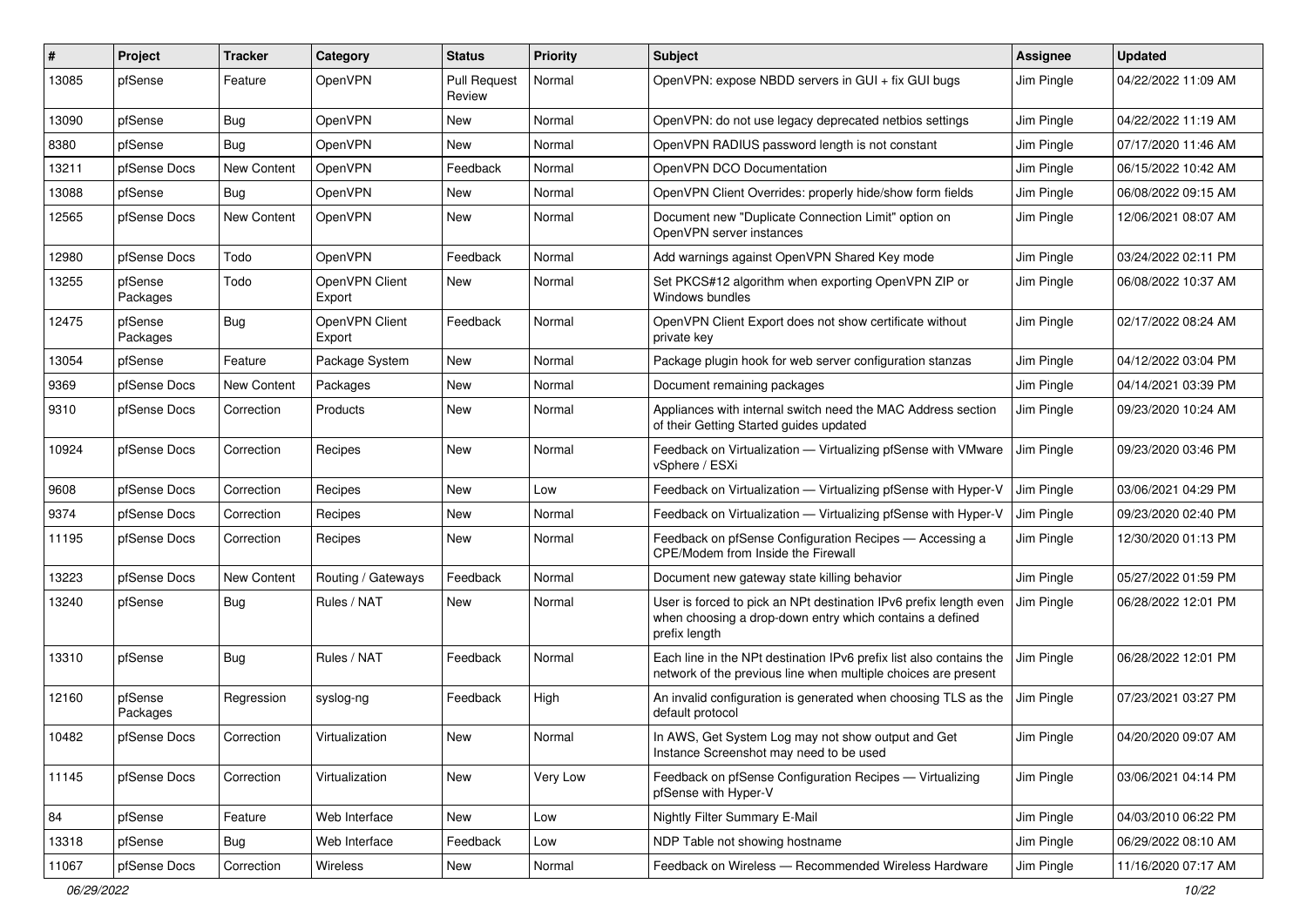| # | Project | Tracker | Category | Status | Priority | Subject | Assignee | Updated |
|---|---|---|---|---|---|---|---|---|
| 13085 | pfSense | Feature | OpenVPN | Pull Request Review | Normal | OpenVPN: expose NBDD servers in GUI + fix GUI bugs | Jim Pingle | 04/22/2022 11:09 AM |
| 13090 | pfSense | Bug | OpenVPN | New | Normal | OpenVPN: do not use legacy deprecated netbios settings | Jim Pingle | 04/22/2022 11:19 AM |
| 8380 | pfSense | Bug | OpenVPN | New | Normal | OpenVPN RADIUS password length is not constant | Jim Pingle | 07/17/2020 11:46 AM |
| 13211 | pfSense Docs | New Content | OpenVPN | Feedback | Normal | OpenVPN DCO Documentation | Jim Pingle | 06/15/2022 10:42 AM |
| 13088 | pfSense | Bug | OpenVPN | New | Normal | OpenVPN Client Overrides: properly hide/show form fields | Jim Pingle | 06/08/2022 09:15 AM |
| 12565 | pfSense Docs | New Content | OpenVPN | New | Normal | Document new "Duplicate Connection Limit" option on OpenVPN server instances | Jim Pingle | 12/06/2021 08:07 AM |
| 12980 | pfSense Docs | Todo | OpenVPN | Feedback | Normal | Add warnings against OpenVPN Shared Key mode | Jim Pingle | 03/24/2022 02:11 PM |
| 13255 | pfSense Packages | Todo | OpenVPN Client Export | New | Normal | Set PKCS#12 algorithm when exporting OpenVPN ZIP or Windows bundles | Jim Pingle | 06/08/2022 10:37 AM |
| 12475 | pfSense Packages | Bug | OpenVPN Client Export | Feedback | Normal | OpenVPN Client Export does not show certificate without private key | Jim Pingle | 02/17/2022 08:24 AM |
| 13054 | pfSense | Feature | Package System | New | Normal | Package plugin hook for web server configuration stanzas | Jim Pingle | 04/12/2022 03:04 PM |
| 9369 | pfSense Docs | New Content | Packages | New | Normal | Document remaining packages | Jim Pingle | 04/14/2021 03:39 PM |
| 9310 | pfSense Docs | Correction | Products | New | Normal | Appliances with internal switch need the MAC Address section of their Getting Started guides updated | Jim Pingle | 09/23/2020 10:24 AM |
| 10924 | pfSense Docs | Correction | Recipes | New | Normal | Feedback on Virtualization — Virtualizing pfSense with VMware vSphere / ESXi | Jim Pingle | 09/23/2020 03:46 PM |
| 9608 | pfSense Docs | Correction | Recipes | New | Low | Feedback on Virtualization — Virtualizing pfSense with Hyper-V | Jim Pingle | 03/06/2021 04:29 PM |
| 9374 | pfSense Docs | Correction | Recipes | New | Normal | Feedback on Virtualization — Virtualizing pfSense with Hyper-V | Jim Pingle | 09/23/2020 02:40 PM |
| 11195 | pfSense Docs | Correction | Recipes | New | Normal | Feedback on pfSense Configuration Recipes — Accessing a CPE/Modem from Inside the Firewall | Jim Pingle | 12/30/2020 01:13 PM |
| 13223 | pfSense Docs | New Content | Routing / Gateways | Feedback | Normal | Document new gateway state killing behavior | Jim Pingle | 05/27/2022 01:59 PM |
| 13240 | pfSense | Bug | Rules / NAT | New | Normal | User is forced to pick an NPt destination IPv6 prefix length even when choosing a drop-down entry which contains a defined prefix length | Jim Pingle | 06/28/2022 12:01 PM |
| 13310 | pfSense | Bug | Rules / NAT | Feedback | Normal | Each line in the NPt destination IPv6 prefix list also contains the network of the previous line when multiple choices are present | Jim Pingle | 06/28/2022 12:01 PM |
| 12160 | pfSense Packages | Regression | syslog-ng | Feedback | High | An invalid configuration is generated when choosing TLS as the default protocol | Jim Pingle | 07/23/2021 03:27 PM |
| 10482 | pfSense Docs | Correction | Virtualization | New | Normal | In AWS, Get System Log may not show output and Get Instance Screenshot may need to be used | Jim Pingle | 04/20/2020 09:07 AM |
| 11145 | pfSense Docs | Correction | Virtualization | New | Very Low | Feedback on pfSense Configuration Recipes — Virtualizing pfSense with Hyper-V | Jim Pingle | 03/06/2021 04:14 PM |
| 84 | pfSense | Feature | Web Interface | New | Low | Nightly Filter Summary E-Mail | Jim Pingle | 04/03/2010 06:22 PM |
| 13318 | pfSense | Bug | Web Interface | Feedback | Low | NDP Table not showing hostname | Jim Pingle | 06/29/2022 08:10 AM |
| 11067 | pfSense Docs | Correction | Wireless | New | Normal | Feedback on Wireless — Recommended Wireless Hardware | Jim Pingle | 11/16/2020 07:17 AM |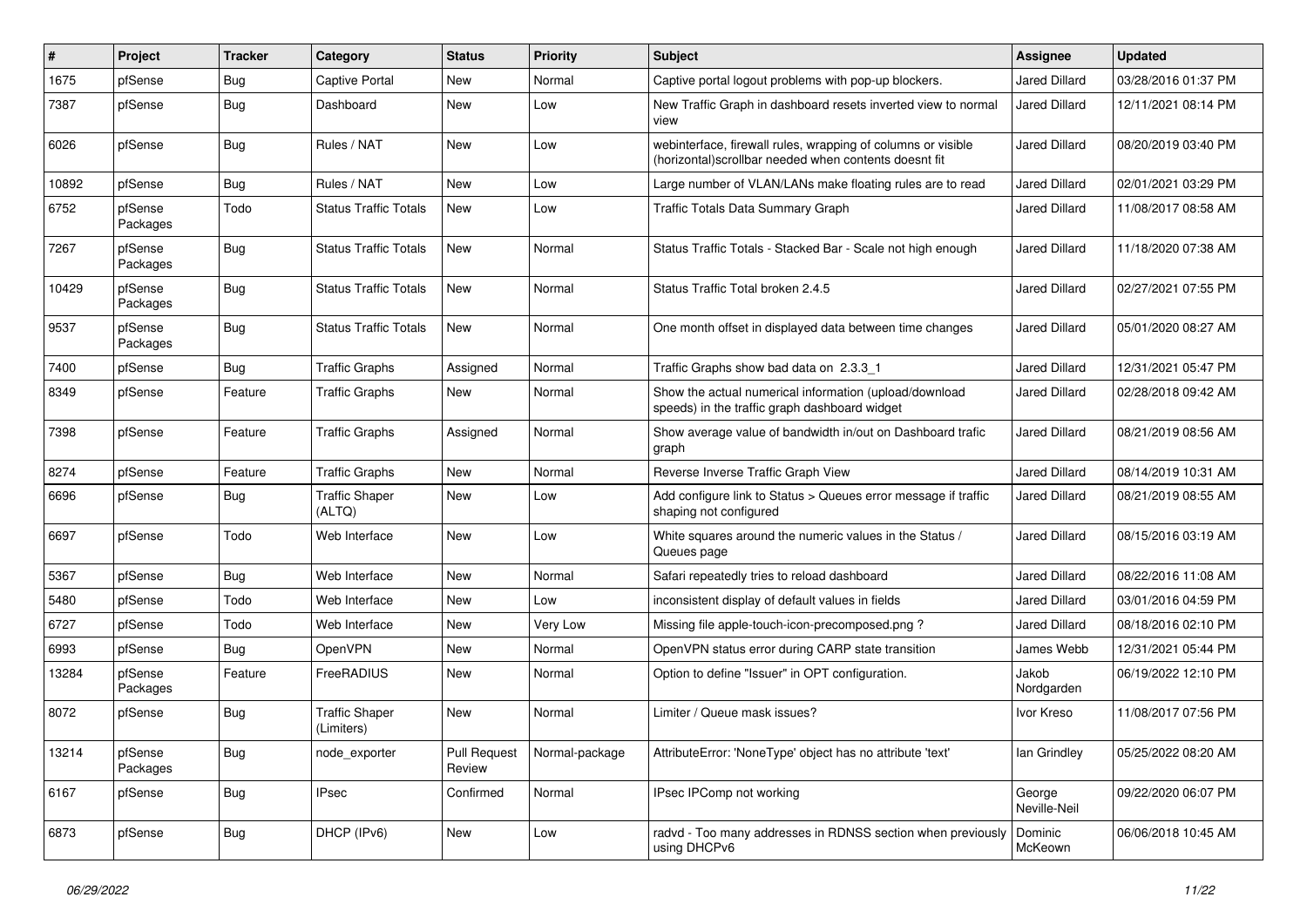| # | Project | Tracker | Category | Status | Priority | Subject | Assignee | Updated |
|---|---|---|---|---|---|---|---|---|
| 1675 | pfSense | Bug | Captive Portal | New | Normal | Captive portal logout problems with pop-up blockers. | Jared Dillard | 03/28/2016 01:37 PM |
| 7387 | pfSense | Bug | Dashboard | New | Low | New Traffic Graph in dashboard resets inverted view to normal view | Jared Dillard | 12/11/2021 08:14 PM |
| 6026 | pfSense | Bug | Rules / NAT | New | Low | webinterface, firewall rules, wrapping of columns or visible (horizontal)scrollbar needed when contents doesnt fit | Jared Dillard | 08/20/2019 03:40 PM |
| 10892 | pfSense | Bug | Rules / NAT | New | Low | Large number of VLAN/LANs make floating rules are to read | Jared Dillard | 02/01/2021 03:29 PM |
| 6752 | pfSense Packages | Todo | Status Traffic Totals | New | Low | Traffic Totals Data Summary Graph | Jared Dillard | 11/08/2017 08:58 AM |
| 7267 | pfSense Packages | Bug | Status Traffic Totals | New | Normal | Status Traffic Totals - Stacked Bar - Scale not high enough | Jared Dillard | 11/18/2020 07:38 AM |
| 10429 | pfSense Packages | Bug | Status Traffic Totals | New | Normal | Status Traffic Total broken 2.4.5 | Jared Dillard | 02/27/2021 07:55 PM |
| 9537 | pfSense Packages | Bug | Status Traffic Totals | New | Normal | One month offset in displayed data between time changes | Jared Dillard | 05/01/2020 08:27 AM |
| 7400 | pfSense | Bug | Traffic Graphs | Assigned | Normal | Traffic Graphs show bad data on 2.3.3_1 | Jared Dillard | 12/31/2021 05:47 PM |
| 8349 | pfSense | Feature | Traffic Graphs | New | Normal | Show the actual numerical information (upload/download speeds) in the traffic graph dashboard widget | Jared Dillard | 02/28/2018 09:42 AM |
| 7398 | pfSense | Feature | Traffic Graphs | Assigned | Normal | Show average value of bandwidth in/out on Dashboard trafic graph | Jared Dillard | 08/21/2019 08:56 AM |
| 8274 | pfSense | Feature | Traffic Graphs | New | Normal | Reverse Inverse Traffic Graph View | Jared Dillard | 08/14/2019 10:31 AM |
| 6696 | pfSense | Bug | Traffic Shaper (ALTQ) | New | Low | Add configure link to Status > Queues error message if traffic shaping not configured | Jared Dillard | 08/21/2019 08:55 AM |
| 6697 | pfSense | Todo | Web Interface | New | Low | White squares around the numeric values in the Status / Queues page | Jared Dillard | 08/15/2016 03:19 AM |
| 5367 | pfSense | Bug | Web Interface | New | Normal | Safari repeatedly tries to reload dashboard | Jared Dillard | 08/22/2016 11:08 AM |
| 5480 | pfSense | Todo | Web Interface | New | Low | inconsistent display of default values in fields | Jared Dillard | 03/01/2016 04:59 PM |
| 6727 | pfSense | Todo | Web Interface | New | Very Low | Missing file apple-touch-icon-precomposed.png ? | Jared Dillard | 08/18/2016 02:10 PM |
| 6993 | pfSense | Bug | OpenVPN | New | Normal | OpenVPN status error during CARP state transition | James Webb | 12/31/2021 05:44 PM |
| 13284 | pfSense Packages | Feature | FreeRADIUS | New | Normal | Option to define "Issuer" in OPT configuration. | Jakob Nordgarden | 06/19/2022 12:10 PM |
| 8072 | pfSense | Bug | Traffic Shaper (Limiters) | New | Normal | Limiter / Queue mask issues? | Ivor Kreso | 11/08/2017 07:56 PM |
| 13214 | pfSense Packages | Bug | node_exporter | Pull Request Review | Normal-package | AttributeError: 'NoneType' object has no attribute 'text' | Ian Grindley | 05/25/2022 08:20 AM |
| 6167 | pfSense | Bug | IPsec | Confirmed | Normal | IPsec IPComp not working | George Neville-Neil | 09/22/2020 06:07 PM |
| 6873 | pfSense | Bug | DHCP (IPv6) | New | Low | radvd - Too many addresses in RDNSS section when previously using DHCPv6 | Dominic McKeown | 06/06/2018 10:45 AM |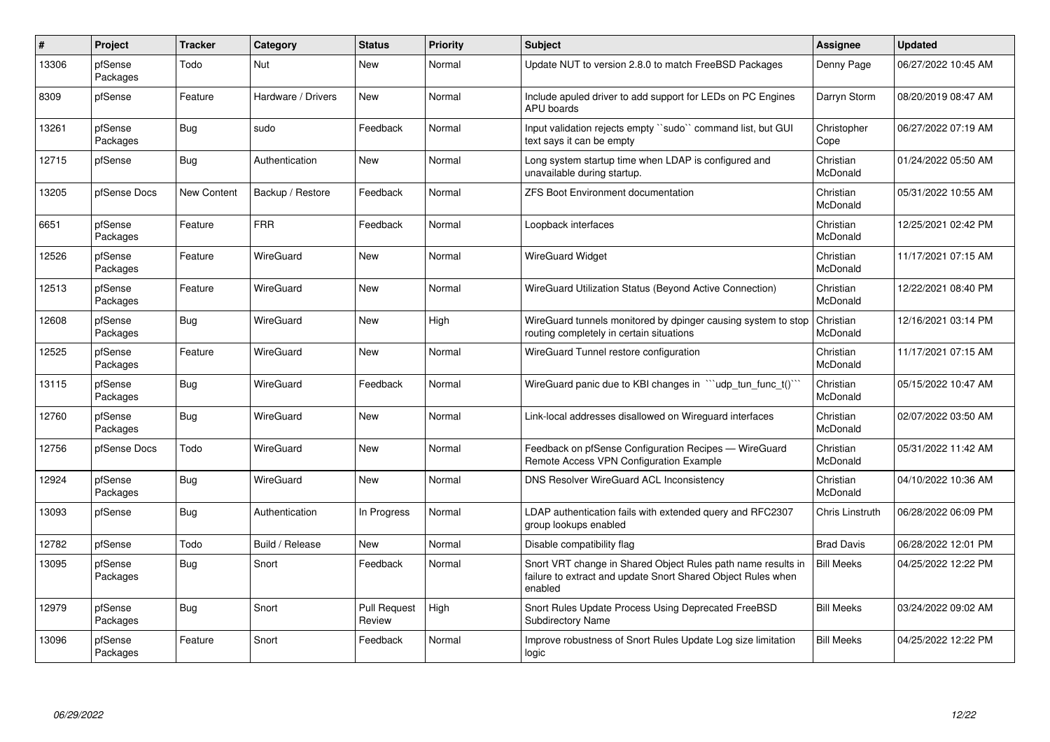| # | Project | Tracker | Category | Status | Priority | Subject | Assignee | Updated |
|---|---|---|---|---|---|---|---|---|
| 13306 | pfSense Packages | Todo | Nut | New | Normal | Update NUT to version 2.8.0 to match FreeBSD Packages | Denny Page | 06/27/2022 10:45 AM |
| 8309 | pfSense | Feature | Hardware / Drivers | New | Normal | Include apuled driver to add support for LEDs on PC Engines APU boards | Darryn Storm | 08/20/2019 08:47 AM |
| 13261 | pfSense Packages | Bug | sudo | Feedback | Normal | Input validation rejects empty ``sudo`` command list, but GUI text says it can be empty | Christopher Cope | 06/27/2022 07:19 AM |
| 12715 | pfSense | Bug | Authentication | New | Normal | Long system startup time when LDAP is configured and unavailable during startup. | Christian McDonald | 01/24/2022 05:50 AM |
| 13205 | pfSense Docs | New Content | Backup / Restore | Feedback | Normal | ZFS Boot Environment documentation | Christian McDonald | 05/31/2022 10:55 AM |
| 6651 | pfSense Packages | Feature | FRR | Feedback | Normal | Loopback interfaces | Christian McDonald | 12/25/2021 02:42 PM |
| 12526 | pfSense Packages | Feature | WireGuard | New | Normal | WireGuard Widget | Christian McDonald | 11/17/2021 07:15 AM |
| 12513 | pfSense Packages | Feature | WireGuard | New | Normal | WireGuard Utilization Status (Beyond Active Connection) | Christian McDonald | 12/22/2021 08:40 PM |
| 12608 | pfSense Packages | Bug | WireGuard | New | High | WireGuard tunnels monitored by dpinger causing system to stop routing completely in certain situations | Christian McDonald | 12/16/2021 03:14 PM |
| 12525 | pfSense Packages | Feature | WireGuard | New | Normal | WireGuard Tunnel restore configuration | Christian McDonald | 11/17/2021 07:15 AM |
| 13115 | pfSense Packages | Bug | WireGuard | Feedback | Normal | WireGuard panic due to KBI changes in ```udp_tun_func_t()``` | Christian McDonald | 05/15/2022 10:47 AM |
| 12760 | pfSense Packages | Bug | WireGuard | New | Normal | Link-local addresses disallowed on Wireguard interfaces | Christian McDonald | 02/07/2022 03:50 AM |
| 12756 | pfSense Docs | Todo | WireGuard | New | Normal | Feedback on pfSense Configuration Recipes — WireGuard Remote Access VPN Configuration Example | Christian McDonald | 05/31/2022 11:42 AM |
| 12924 | pfSense Packages | Bug | WireGuard | New | Normal | DNS Resolver WireGuard ACL Inconsistency | Christian McDonald | 04/10/2022 10:36 AM |
| 13093 | pfSense | Bug | Authentication | In Progress | Normal | LDAP authentication fails with extended query and RFC2307 group lookups enabled | Chris Linstruth | 06/28/2022 06:09 PM |
| 12782 | pfSense | Todo | Build / Release | New | Normal | Disable compatibility flag | Brad Davis | 06/28/2022 12:01 PM |
| 13095 | pfSense Packages | Bug | Snort | Feedback | Normal | Snort VRT change in Shared Object Rules path name results in failure to extract and update Snort Shared Object Rules when enabled | Bill Meeks | 04/25/2022 12:22 PM |
| 12979 | pfSense Packages | Bug | Snort | Pull Request Review | High | Snort Rules Update Process Using Deprecated FreeBSD Subdirectory Name | Bill Meeks | 03/24/2022 09:02 AM |
| 13096 | pfSense Packages | Feature | Snort | Feedback | Normal | Improve robustness of Snort Rules Update Log size limitation logic | Bill Meeks | 04/25/2022 12:22 PM |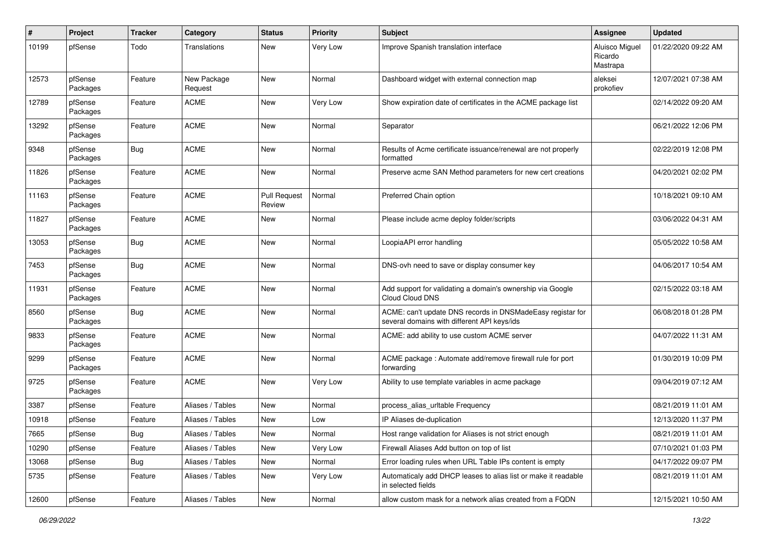| # | Project | Tracker | Category | Status | Priority | Subject | Assignee | Updated |
|---|---|---|---|---|---|---|---|---|
| 10199 | pfSense | Todo | Translations | New | Very Low | Improve Spanish translation interface | Aluisco Miguel Ricardo Mastrapa | 01/22/2020 09:22 AM |
| 12573 | pfSense Packages | Feature | New Package Request | New | Normal | Dashboard widget with external connection map | aleksei prokofiev | 12/07/2021 07:38 AM |
| 12789 | pfSense Packages | Feature | ACME | New | Very Low | Show expiration date of certificates in the ACME package list | | 02/14/2022 09:20 AM |
| 13292 | pfSense Packages | Feature | ACME | New | Normal | Separator | | 06/21/2022 12:06 PM |
| 9348 | pfSense Packages | Bug | ACME | New | Normal | Results of Acme certificate issuance/renewal are not properly formatted | | 02/22/2019 12:08 PM |
| 11826 | pfSense Packages | Feature | ACME | New | Normal | Preserve acme SAN Method parameters for new cert creations | | 04/20/2021 02:02 PM |
| 11163 | pfSense Packages | Feature | ACME | Pull Request Review | Normal | Preferred Chain option | | 10/18/2021 09:10 AM |
| 11827 | pfSense Packages | Feature | ACME | New | Normal | Please include acme deploy folder/scripts | | 03/06/2022 04:31 AM |
| 13053 | pfSense Packages | Bug | ACME | New | Normal | LoopiaAPI error handling | | 05/05/2022 10:58 AM |
| 7453 | pfSense Packages | Bug | ACME | New | Normal | DNS-ovh need to save or display consumer key | | 04/06/2017 10:54 AM |
| 11931 | pfSense Packages | Feature | ACME | New | Normal | Add support for validating a domain's ownership via Google Cloud Cloud DNS | | 02/15/2022 03:18 AM |
| 8560 | pfSense Packages | Bug | ACME | New | Normal | ACME: can't update DNS records in DNSMadeEasy registar for several domains with different API keys/ids | | 06/08/2018 01:28 PM |
| 9833 | pfSense Packages | Feature | ACME | New | Normal | ACME: add ability to use custom ACME server | | 04/07/2022 11:31 AM |
| 9299 | pfSense Packages | Feature | ACME | New | Normal | ACME package : Automate add/remove firewall rule for port forwarding | | 01/30/2019 10:09 PM |
| 9725 | pfSense Packages | Feature | ACME | New | Very Low | Ability to use template variables in acme package | | 09/04/2019 07:12 AM |
| 3387 | pfSense | Feature | Aliases / Tables | New | Normal | process_alias_urltable Frequency | | 08/21/2019 11:01 AM |
| 10918 | pfSense | Feature | Aliases / Tables | New | Low | IP Aliases de-duplication | | 12/13/2020 11:37 PM |
| 7665 | pfSense | Bug | Aliases / Tables | New | Normal | Host range validation for Aliases is not strict enough | | 08/21/2019 11:01 AM |
| 10290 | pfSense | Feature | Aliases / Tables | New | Very Low | Firewall Aliases Add button on top of list | | 07/10/2021 01:03 PM |
| 13068 | pfSense | Bug | Aliases / Tables | New | Normal | Error loading rules when URL Table IPs content is empty | | 04/17/2022 09:07 PM |
| 5735 | pfSense | Feature | Aliases / Tables | New | Very Low | Automaticaly add DHCP leases to alias list or make it readable in selected fields | | 08/21/2019 11:01 AM |
| 12600 | pfSense | Feature | Aliases / Tables | New | Normal | allow custom mask for a network alias created from a FQDN | | 12/15/2021 10:50 AM |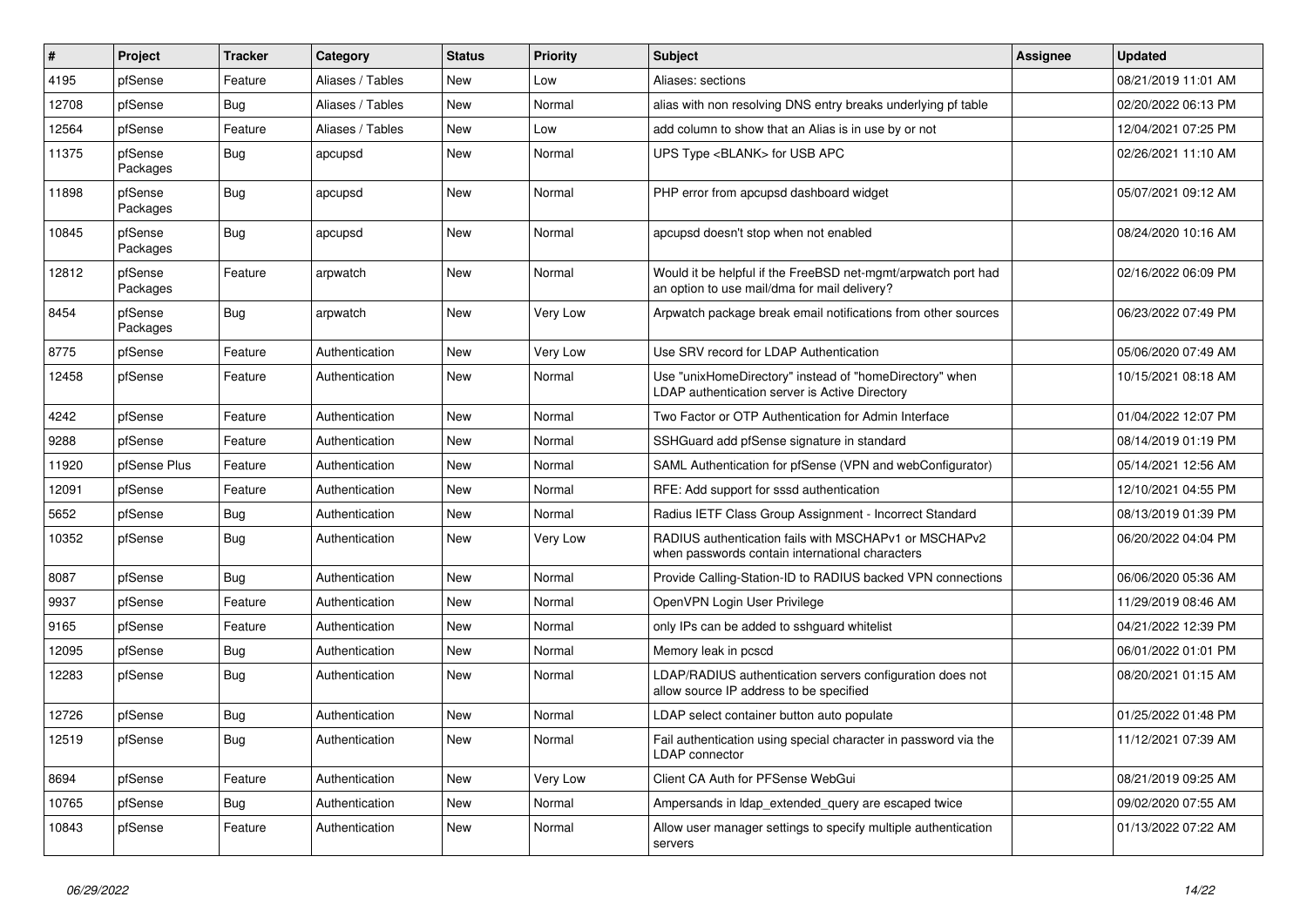| # | Project | Tracker | Category | Status | Priority | Subject | Assignee | Updated |
|---|---|---|---|---|---|---|---|---|
| 4195 | pfSense | Feature | Aliases / Tables | New | Low | Aliases: sections | | 08/21/2019 11:01 AM |
| 12708 | pfSense | Bug | Aliases / Tables | New | Normal | alias with non resolving DNS entry breaks underlying pf table | | 02/20/2022 06:13 PM |
| 12564 | pfSense | Feature | Aliases / Tables | New | Low | add column to show that an Alias is in use by or not | | 12/04/2021 07:25 PM |
| 11375 | pfSense Packages | Bug | apcupsd | New | Normal | UPS Type <BLANK> for USB APC | | 02/26/2021 11:10 AM |
| 11898 | pfSense Packages | Bug | apcupsd | New | Normal | PHP error from apcupsd dashboard widget | | 05/07/2021 09:12 AM |
| 10845 | pfSense Packages | Bug | apcupsd | New | Normal | apcupsd doesn't stop when not enabled | | 08/24/2020 10:16 AM |
| 12812 | pfSense Packages | Feature | arpwatch | New | Normal | Would it be helpful if the FreeBSD net-mgmt/arpwatch port had an option to use mail/dma for mail delivery? | | 02/16/2022 06:09 PM |
| 8454 | pfSense Packages | Bug | arpwatch | New | Very Low | Arpwatch package break email notifications from other sources | | 06/23/2022 07:49 PM |
| 8775 | pfSense | Feature | Authentication | New | Very Low | Use SRV record for LDAP Authentication | | 05/06/2020 07:49 AM |
| 12458 | pfSense | Feature | Authentication | New | Normal | Use "unixHomeDirectory" instead of "homeDirectory" when LDAP authentication server is Active Directory | | 10/15/2021 08:18 AM |
| 4242 | pfSense | Feature | Authentication | New | Normal | Two Factor or OTP Authentication for Admin Interface | | 01/04/2022 12:07 PM |
| 9288 | pfSense | Feature | Authentication | New | Normal | SSHGuard add pfSense signature in standard | | 08/14/2019 01:19 PM |
| 11920 | pfSense Plus | Feature | Authentication | New | Normal | SAML Authentication for pfSense (VPN and webConfigurator) | | 05/14/2021 12:56 AM |
| 12091 | pfSense | Feature | Authentication | New | Normal | RFE: Add support for sssd authentication | | 12/10/2021 04:55 PM |
| 5652 | pfSense | Bug | Authentication | New | Normal | Radius IETF Class Group Assignment - Incorrect Standard | | 08/13/2019 01:39 PM |
| 10352 | pfSense | Bug | Authentication | New | Very Low | RADIUS authentication fails with MSCHAPv1 or MSCHAPv2 when passwords contain international characters | | 06/20/2022 04:04 PM |
| 8087 | pfSense | Bug | Authentication | New | Normal | Provide Calling-Station-ID to RADIUS backed VPN connections | | 06/06/2020 05:36 AM |
| 9937 | pfSense | Feature | Authentication | New | Normal | OpenVPN Login User Privilege | | 11/29/2019 08:46 AM |
| 9165 | pfSense | Feature | Authentication | New | Normal | only IPs can be added to sshguard whitelist | | 04/21/2022 12:39 PM |
| 12095 | pfSense | Bug | Authentication | New | Normal | Memory leak in pcscd | | 06/01/2022 01:01 PM |
| 12283 | pfSense | Bug | Authentication | New | Normal | LDAP/RADIUS authentication servers configuration does not allow source IP address to be specified | | 08/20/2021 01:15 AM |
| 12726 | pfSense | Bug | Authentication | New | Normal | LDAP select container button auto populate | | 01/25/2022 01:48 PM |
| 12519 | pfSense | Bug | Authentication | New | Normal | Fail authentication using special character in password via the LDAP connector | | 11/12/2021 07:39 AM |
| 8694 | pfSense | Feature | Authentication | New | Very Low | Client CA Auth for PFSense WebGui | | 08/21/2019 09:25 AM |
| 10765 | pfSense | Bug | Authentication | New | Normal | Ampersands in ldap_extended_query are escaped twice | | 09/02/2020 07:55 AM |
| 10843 | pfSense | Feature | Authentication | New | Normal | Allow user manager settings to specify multiple authentication servers | | 01/13/2022 07:22 AM |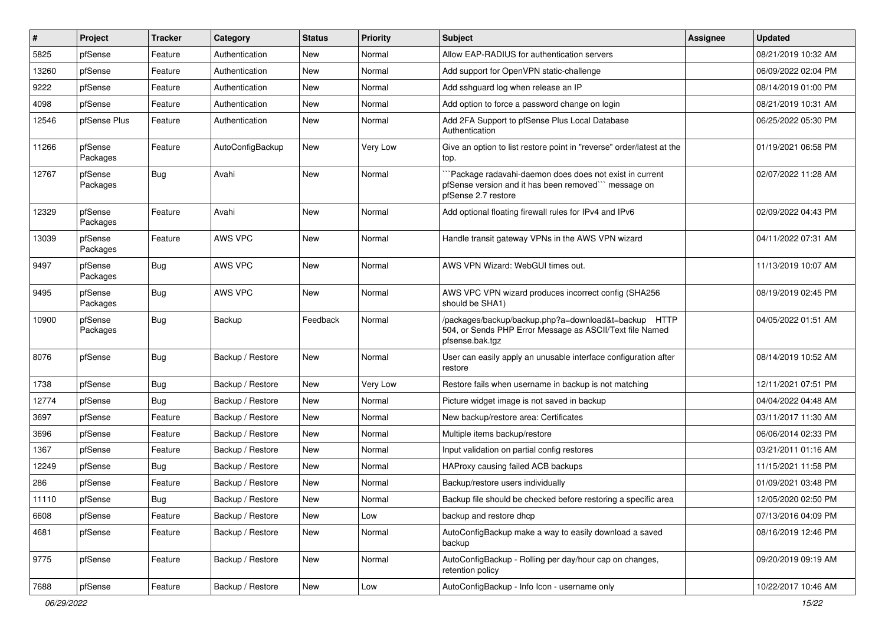| # | Project | Tracker | Category | Status | Priority | Subject | Assignee | Updated |
|---|---|---|---|---|---|---|---|---|
| 5825 | pfSense | Feature | Authentication | New | Normal | Allow EAP-RADIUS for authentication servers | | 08/21/2019 10:32 AM |
| 13260 | pfSense | Feature | Authentication | New | Normal | Add support for OpenVPN static-challenge | | 06/09/2022 02:04 PM |
| 9222 | pfSense | Feature | Authentication | New | Normal | Add sshguard log when release an IP | | 08/14/2019 01:00 PM |
| 4098 | pfSense | Feature | Authentication | New | Normal | Add option to force a password change on login | | 08/21/2019 10:31 AM |
| 12546 | pfSense Plus | Feature | Authentication | New | Normal | Add 2FA Support to pfSense Plus Local Database Authentication | | 06/25/2022 05:30 PM |
| 11266 | pfSense Packages | Feature | AutoConfigBackup | New | Very Low | Give an option to list restore point in "reverse" order/latest at the top. | | 01/19/2021 06:58 PM |
| 12767 | pfSense Packages | Bug | Avahi | New | Normal | ```Package radavahi-daemon does does not exist in current pfSense version and it has been removed``` message on pfSense 2.7 restore | | 02/07/2022 11:28 AM |
| 12329 | pfSense Packages | Feature | Avahi | New | Normal | Add optional floating firewall rules for IPv4 and IPv6 | | 02/09/2022 04:43 PM |
| 13039 | pfSense Packages | Feature | AWS VPC | New | Normal | Handle transit gateway VPNs in the AWS VPN wizard | | 04/11/2022 07:31 AM |
| 9497 | pfSense Packages | Bug | AWS VPC | New | Normal | AWS VPN Wizard: WebGUI times out. | | 11/13/2019 10:07 AM |
| 9495 | pfSense Packages | Bug | AWS VPC | New | Normal | AWS VPC VPN wizard produces incorrect config (SHA256 should be SHA1) | | 08/19/2019 02:45 PM |
| 10900 | pfSense Packages | Bug | Backup | Feedback | Normal | /packages/backup/backup.php?a=download&t=backup HTTP 504, or Sends PHP Error Message as ASCII/Text file Named pfsense.bak.tgz | | 04/05/2022 01:51 AM |
| 8076 | pfSense | Bug | Backup / Restore | New | Normal | User can easily apply an unusable interface configuration after restore | | 08/14/2019 10:52 AM |
| 1738 | pfSense | Bug | Backup / Restore | New | Very Low | Restore fails when username in backup is not matching | | 12/11/2021 07:51 PM |
| 12774 | pfSense | Bug | Backup / Restore | New | Normal | Picture widget image is not saved in backup | | 04/04/2022 04:48 AM |
| 3697 | pfSense | Feature | Backup / Restore | New | Normal | New backup/restore area: Certificates | | 03/11/2017 11:30 AM |
| 3696 | pfSense | Feature | Backup / Restore | New | Normal | Multiple items backup/restore | | 06/06/2014 02:33 PM |
| 1367 | pfSense | Feature | Backup / Restore | New | Normal | Input validation on partial config restores | | 03/21/2011 01:16 AM |
| 12249 | pfSense | Bug | Backup / Restore | New | Normal | HAProxy causing failed ACB backups | | 11/15/2021 11:58 PM |
| 286 | pfSense | Feature | Backup / Restore | New | Normal | Backup/restore users individually | | 01/09/2021 03:48 PM |
| 11110 | pfSense | Bug | Backup / Restore | New | Normal | Backup file should be checked before restoring a specific area | | 12/05/2020 02:50 PM |
| 6608 | pfSense | Feature | Backup / Restore | New | Low | backup and restore dhcp | | 07/13/2016 04:09 PM |
| 4681 | pfSense | Feature | Backup / Restore | New | Normal | AutoConfigBackup make a way to easily download a saved backup | | 08/16/2019 12:46 PM |
| 9775 | pfSense | Feature | Backup / Restore | New | Normal | AutoConfigBackup - Rolling per day/hour cap on changes, retention policy | | 09/20/2019 09:19 AM |
| 7688 | pfSense | Feature | Backup / Restore | New | Low | AutoConfigBackup - Info Icon - username only | | 10/22/2017 10:46 AM |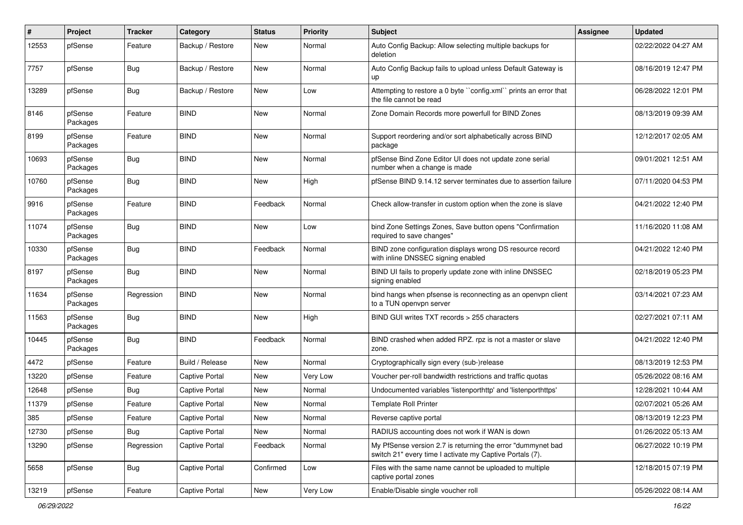| # | Project | Tracker | Category | Status | Priority | Subject | Assignee | Updated |
|---|---|---|---|---|---|---|---|---|
| 12553 | pfSense | Feature | Backup / Restore | New | Normal | Auto Config Backup: Allow selecting multiple backups for deletion | | 02/22/2022 04:27 AM |
| 7757 | pfSense | Bug | Backup / Restore | New | Normal | Auto Config Backup fails to upload unless Default Gateway is up | | 08/16/2019 12:47 PM |
| 13289 | pfSense | Bug | Backup / Restore | New | Low | Attempting to restore a 0 byte ``config.xml`` prints an error that the file cannot be read | | 06/28/2022 12:01 PM |
| 8146 | pfSense Packages | Feature | BIND | New | Normal | Zone Domain Records more powerfull for BIND Zones | | 08/13/2019 09:39 AM |
| 8199 | pfSense Packages | Feature | BIND | New | Normal | Support reordering and/or sort alphabetically across BIND package | | 12/12/2017 02:05 AM |
| 10693 | pfSense Packages | Bug | BIND | New | Normal | pfSense Bind Zone Editor UI does not update zone serial number when a change is made | | 09/01/2021 12:51 AM |
| 10760 | pfSense Packages | Bug | BIND | New | High | pfSense BIND 9.14.12 server terminates due to assertion failure | | 07/11/2020 04:53 PM |
| 9916 | pfSense Packages | Feature | BIND | Feedback | Normal | Check allow-transfer in custom option when the zone is slave | | 04/21/2022 12:40 PM |
| 11074 | pfSense Packages | Bug | BIND | New | Low | bind Zone Settings Zones, Save button opens "Confirmation required to save changes" | | 11/16/2020 11:08 AM |
| 10330 | pfSense Packages | Bug | BIND | Feedback | Normal | BIND zone configuration displays wrong DS resource record with inline DNSSEC signing enabled | | 04/21/2022 12:40 PM |
| 8197 | pfSense Packages | Bug | BIND | New | Normal | BIND UI fails to properly update zone with inline DNSSEC signing enabled | | 02/18/2019 05:23 PM |
| 11634 | pfSense Packages | Regression | BIND | New | Normal | bind hangs when pfsense is reconnecting as an openvpn client to a TUN openvpn server | | 03/14/2021 07:23 AM |
| 11563 | pfSense Packages | Bug | BIND | New | High | BIND GUI writes TXT records > 255 characters | | 02/27/2021 07:11 AM |
| 10445 | pfSense Packages | Bug | BIND | Feedback | Normal | BIND crashed when added RPZ. rpz is not a master or slave zone. | | 04/21/2022 12:40 PM |
| 4472 | pfSense | Feature | Build / Release | New | Normal | Cryptographically sign every (sub-)release | | 08/13/2019 12:53 PM |
| 13220 | pfSense | Feature | Captive Portal | New | Very Low | Voucher per-roll bandwidth restrictions and traffic quotas | | 05/26/2022 08:16 AM |
| 12648 | pfSense | Bug | Captive Portal | New | Normal | Undocumented variables 'listenporthttp' and 'listenporthttps' | | 12/28/2021 10:44 AM |
| 11379 | pfSense | Feature | Captive Portal | New | Normal | Template Roll Printer | | 02/07/2021 05:26 AM |
| 385 | pfSense | Feature | Captive Portal | New | Normal | Reverse captive portal | | 08/13/2019 12:23 PM |
| 12730 | pfSense | Bug | Captive Portal | New | Normal | RADIUS accounting does not work if WAN is down | | 01/26/2022 05:13 AM |
| 13290 | pfSense | Regression | Captive Portal | Feedback | Normal | My PfSense version 2.7 is returning the error "dummynet bad switch 21" every time I activate my Captive Portals (7). | | 06/27/2022 10:19 PM |
| 5658 | pfSense | Bug | Captive Portal | Confirmed | Low | Files with the same name cannot be uploaded to multiple captive portal zones | | 12/18/2015 07:19 PM |
| 13219 | pfSense | Feature | Captive Portal | New | Very Low | Enable/Disable single voucher roll | | 05/26/2022 08:14 AM |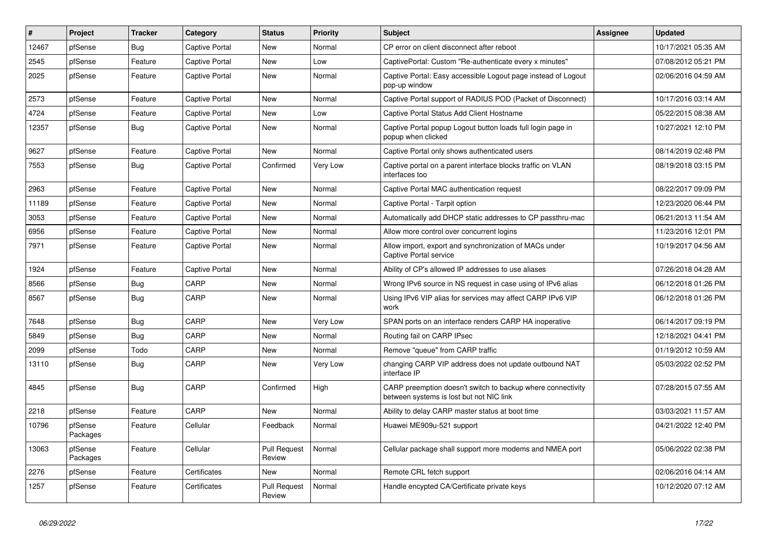| # | Project | Tracker | Category | Status | Priority | Subject | Assignee | Updated |
|---|---|---|---|---|---|---|---|---|
| 12467 | pfSense | Bug | Captive Portal | New | Normal | CP error on client disconnect after reboot | | 10/17/2021 05:35 AM |
| 2545 | pfSense | Feature | Captive Portal | New | Low | CaptivePortal: Custom "Re-authenticate every x minutes" | | 07/08/2012 05:21 PM |
| 2025 | pfSense | Feature | Captive Portal | New | Normal | Captive Portal: Easy accessible Logout page instead of Logout pop-up window | | 02/06/2016 04:59 AM |
| 2573 | pfSense | Feature | Captive Portal | New | Normal | Captive Portal support of RADIUS POD (Packet of Disconnect) | | 10/17/2016 03:14 AM |
| 4724 | pfSense | Feature | Captive Portal | New | Low | Captive Portal Status Add Client Hostname | | 05/22/2015 08:38 AM |
| 12357 | pfSense | Bug | Captive Portal | New | Normal | Captive Portal popup Logout button loads full login page in popup when clicked | | 10/27/2021 12:10 PM |
| 9627 | pfSense | Feature | Captive Portal | New | Normal | Captive Portal only shows authenticated users | | 08/14/2019 02:48 PM |
| 7553 | pfSense | Bug | Captive Portal | Confirmed | Very Low | Captive portal on a parent interface blocks traffic on VLAN interfaces too | | 08/19/2018 03:15 PM |
| 2963 | pfSense | Feature | Captive Portal | New | Normal | Captive Portal MAC authentication request | | 08/22/2017 09:09 PM |
| 11189 | pfSense | Feature | Captive Portal | New | Normal | Captive Portal - Tarpit option | | 12/23/2020 06:44 PM |
| 3053 | pfSense | Feature | Captive Portal | New | Normal | Automatically add DHCP static addresses to CP passthru-mac | | 06/21/2013 11:54 AM |
| 6956 | pfSense | Feature | Captive Portal | New | Normal | Allow more control over concurrent logins | | 11/23/2016 12:01 PM |
| 7971 | pfSense | Feature | Captive Portal | New | Normal | Allow import, export and synchronization of MACs under Captive Portal service | | 10/19/2017 04:56 AM |
| 1924 | pfSense | Feature | Captive Portal | New | Normal | Ability of CP's allowed IP addresses to use aliases | | 07/26/2018 04:28 AM |
| 8566 | pfSense | Bug | CARP | New | Normal | Wrong IPv6 source in NS request in case using of IPv6 alias | | 06/12/2018 01:26 PM |
| 8567 | pfSense | Bug | CARP | New | Normal | Using IPv6 VIP alias for services may affect CARP IPv6 VIP work | | 06/12/2018 01:26 PM |
| 7648 | pfSense | Bug | CARP | New | Very Low | SPAN ports on an interface renders CARP HA inoperative | | 06/14/2017 09:19 PM |
| 5849 | pfSense | Bug | CARP | New | Normal | Routing fail on CARP IPsec | | 12/18/2021 04:41 PM |
| 2099 | pfSense | Todo | CARP | New | Normal | Remove "queue" from CARP traffic | | 01/19/2012 10:59 AM |
| 13110 | pfSense | Bug | CARP | New | Very Low | changing CARP VIP address does not update outbound NAT interface IP | | 05/03/2022 02:52 PM |
| 4845 | pfSense | Bug | CARP | Confirmed | High | CARP preemption doesn't switch to backup where connectivity between systems is lost but not NIC link | | 07/28/2015 07:55 AM |
| 2218 | pfSense | Feature | CARP | New | Normal | Ability to delay CARP master status at boot time | | 03/03/2021 11:57 AM |
| 10796 | pfSense Packages | Feature | Cellular | Feedback | Normal | Huawei ME909u-521 support | | 04/21/2022 12:40 PM |
| 13063 | pfSense Packages | Feature | Cellular | Pull Request Review | Normal | Cellular package shall support more modems and NMEA port | | 05/06/2022 02:38 PM |
| 2276 | pfSense | Feature | Certificates | New | Normal | Remote CRL fetch support | | 02/06/2016 04:14 AM |
| 1257 | pfSense | Feature | Certificates | Pull Request Review | Normal | Handle encypted CA/Certificate private keys | | 10/12/2020 07:12 AM |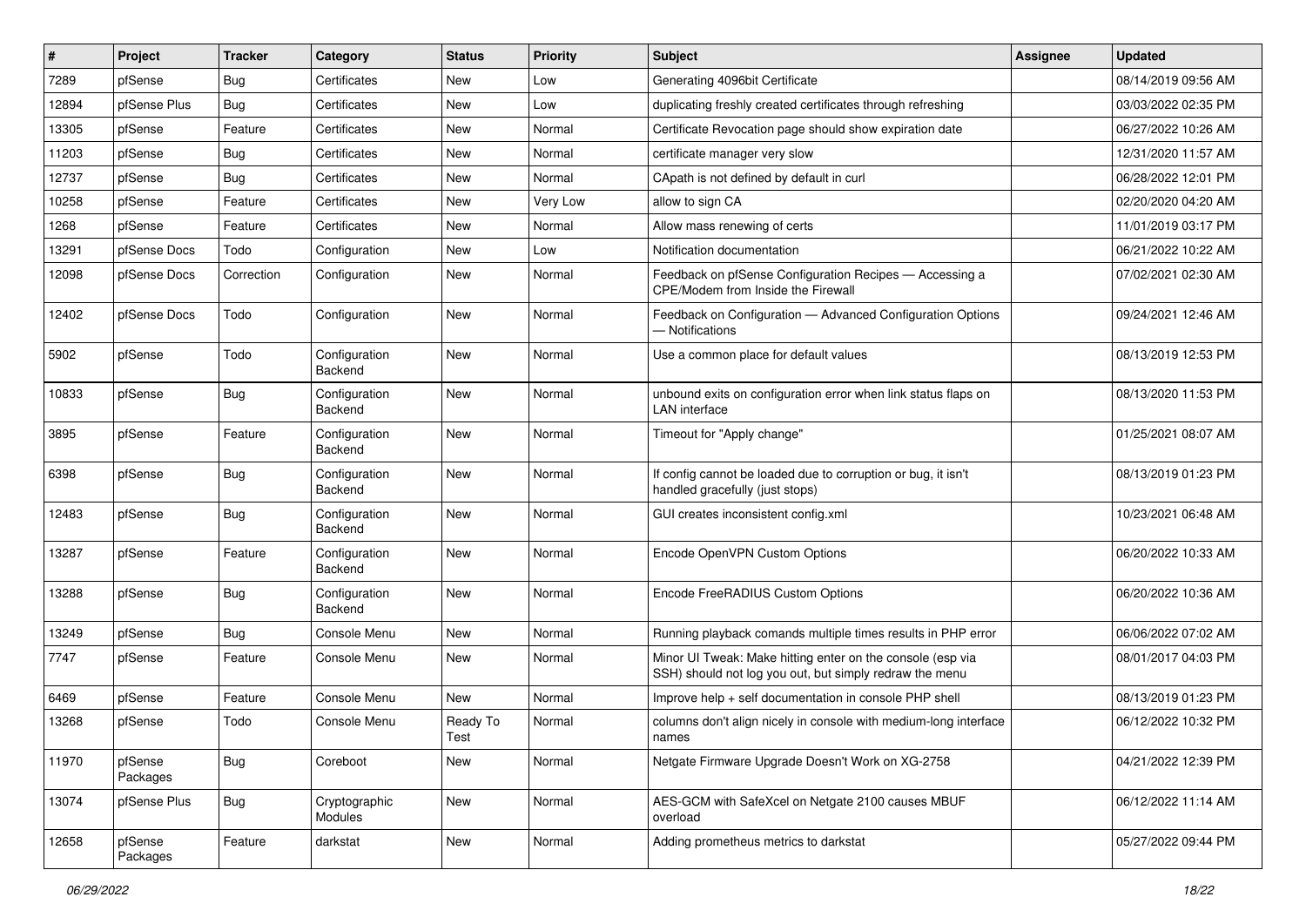| # | Project | Tracker | Category | Status | Priority | Subject | Assignee | Updated |
|---|---|---|---|---|---|---|---|---|
| 7289 | pfSense | Bug | Certificates | New | Low | Generating 4096bit Certificate | | 08/14/2019 09:56 AM |
| 12894 | pfSense Plus | Bug | Certificates | New | Low | duplicating freshly created certificates through refreshing | | 03/03/2022 02:35 PM |
| 13305 | pfSense | Feature | Certificates | New | Normal | Certificate Revocation page should show expiration date | | 06/27/2022 10:26 AM |
| 11203 | pfSense | Bug | Certificates | New | Normal | certificate manager very slow | | 12/31/2020 11:57 AM |
| 12737 | pfSense | Bug | Certificates | New | Normal | CApath is not defined by default in curl | | 06/28/2022 12:01 PM |
| 10258 | pfSense | Feature | Certificates | New | Very Low | allow to sign CA | | 02/20/2020 04:20 AM |
| 1268 | pfSense | Feature | Certificates | New | Normal | Allow mass renewing of certs | | 11/01/2019 03:17 PM |
| 13291 | pfSense Docs | Todo | Configuration | New | Low | Notification documentation | | 06/21/2022 10:22 AM |
| 12098 | pfSense Docs | Correction | Configuration | New | Normal | Feedback on pfSense Configuration Recipes — Accessing a CPE/Modem from Inside the Firewall | | 07/02/2021 02:30 AM |
| 12402 | pfSense Docs | Todo | Configuration | New | Normal | Feedback on Configuration — Advanced Configuration Options — Notifications | | 09/24/2021 12:46 AM |
| 5902 | pfSense | Todo | Configuration Backend | New | Normal | Use a common place for default values | | 08/13/2019 12:53 PM |
| 10833 | pfSense | Bug | Configuration Backend | New | Normal | unbound exits on configuration error when link status flaps on LAN interface | | 08/13/2020 11:53 PM |
| 3895 | pfSense | Feature | Configuration Backend | New | Normal | Timeout for "Apply change" | | 01/25/2021 08:07 AM |
| 6398 | pfSense | Bug | Configuration Backend | New | Normal | If config cannot be loaded due to corruption or bug, it isn't handled gracefully (just stops) | | 08/13/2019 01:23 PM |
| 12483 | pfSense | Bug | Configuration Backend | New | Normal | GUI creates inconsistent config.xml | | 10/23/2021 06:48 AM |
| 13287 | pfSense | Feature | Configuration Backend | New | Normal | Encode OpenVPN Custom Options | | 06/20/2022 10:33 AM |
| 13288 | pfSense | Bug | Configuration Backend | New | Normal | Encode FreeRADIUS Custom Options | | 06/20/2022 10:36 AM |
| 13249 | pfSense | Bug | Console Menu | New | Normal | Running playback comands multiple times results in PHP error | | 06/06/2022 07:02 AM |
| 7747 | pfSense | Feature | Console Menu | New | Normal | Minor UI Tweak: Make hitting enter on the console (esp via SSH) should not log you out, but simply redraw the menu | | 08/01/2017 04:03 PM |
| 6469 | pfSense | Feature | Console Menu | New | Normal | Improve help + self documentation in console PHP shell | | 08/13/2019 01:23 PM |
| 13268 | pfSense | Todo | Console Menu | Ready To Test | Normal | columns don't align nicely in console with medium-long interface names | | 06/12/2022 10:32 PM |
| 11970 | pfSense Packages | Bug | Coreboot | New | Normal | Netgate Firmware Upgrade Doesn't Work on XG-2758 | | 04/21/2022 12:39 PM |
| 13074 | pfSense Plus | Bug | Cryptographic Modules | New | Normal | AES-GCM with SafeXcel on Netgate 2100 causes MBUF overload | | 06/12/2022 11:14 AM |
| 12658 | pfSense Packages | Feature | darkstat | New | Normal | Adding prometheus metrics to darkstat | | 05/27/2022 09:44 PM |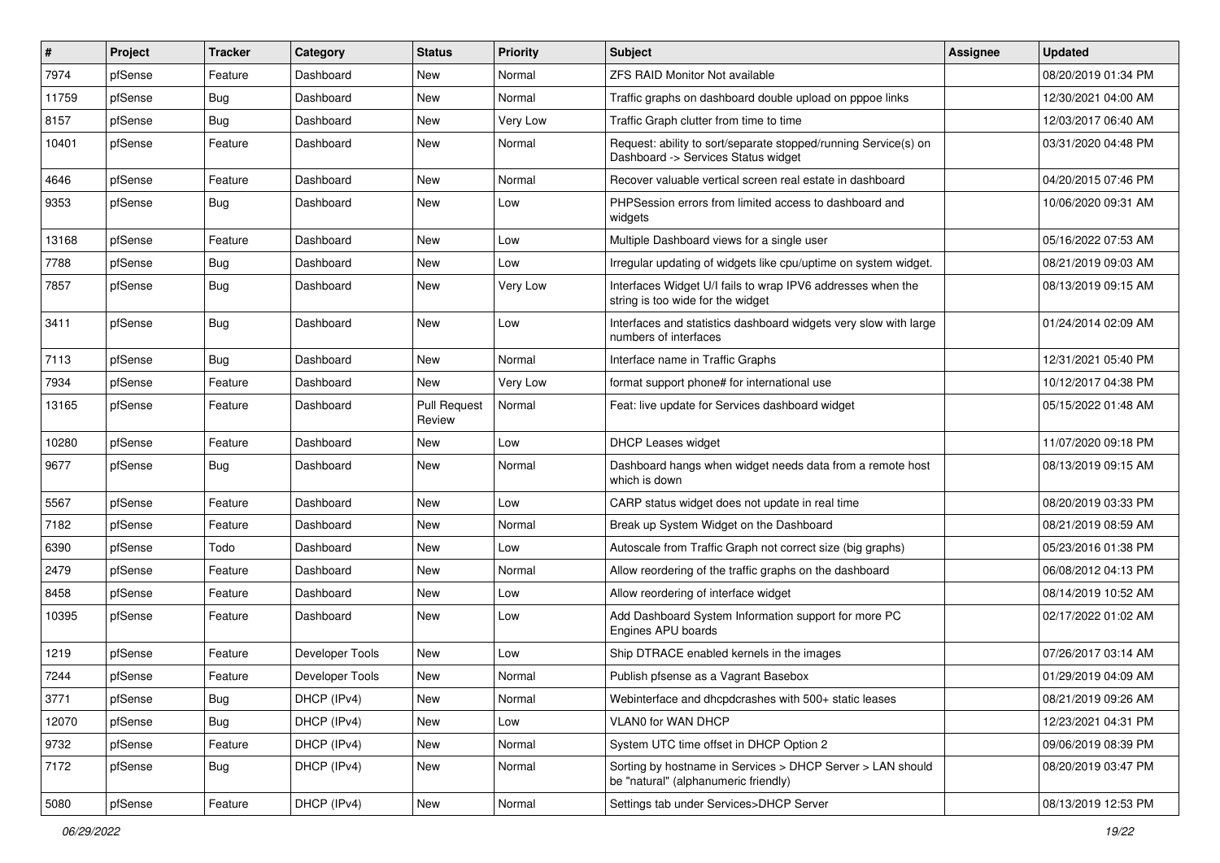| # | Project | Tracker | Category | Status | Priority | Subject | Assignee | Updated |
|---|---|---|---|---|---|---|---|---|
| 7974 | pfSense | Feature | Dashboard | New | Normal | ZFS RAID Monitor Not available | | 08/20/2019 01:34 PM |
| 11759 | pfSense | Bug | Dashboard | New | Normal | Traffic graphs on dashboard double upload on pppoe links | | 12/30/2021 04:00 AM |
| 8157 | pfSense | Bug | Dashboard | New | Very Low | Traffic Graph clutter from time to time | | 12/03/2017 06:40 AM |
| 10401 | pfSense | Feature | Dashboard | New | Normal | Request: ability to sort/separate stopped/running Service(s) on Dashboard -> Services Status widget | | 03/31/2020 04:48 PM |
| 4646 | pfSense | Feature | Dashboard | New | Normal | Recover valuable vertical screen real estate in dashboard | | 04/20/2015 07:46 PM |
| 9353 | pfSense | Bug | Dashboard | New | Low | PHPSession errors from limited access to dashboard and widgets | | 10/06/2020 09:31 AM |
| 13168 | pfSense | Feature | Dashboard | New | Low | Multiple Dashboard views for a single user | | 05/16/2022 07:53 AM |
| 7788 | pfSense | Bug | Dashboard | New | Low | Irregular updating of widgets like cpu/uptime on system widget. | | 08/21/2019 09:03 AM |
| 7857 | pfSense | Bug | Dashboard | New | Very Low | Interfaces Widget U/I fails to wrap IPV6 addresses when the string is too wide for the widget | | 08/13/2019 09:15 AM |
| 3411 | pfSense | Bug | Dashboard | New | Low | Interfaces and statistics dashboard widgets very slow with large numbers of interfaces | | 01/24/2014 02:09 AM |
| 7113 | pfSense | Bug | Dashboard | New | Normal | Interface name in Traffic Graphs | | 12/31/2021 05:40 PM |
| 7934 | pfSense | Feature | Dashboard | New | Very Low | format support phone# for international use | | 10/12/2017 04:38 PM |
| 13165 | pfSense | Feature | Dashboard | Pull Request Review | Normal | Feat: live update for Services dashboard widget | | 05/15/2022 01:48 AM |
| 10280 | pfSense | Feature | Dashboard | New | Low | DHCP Leases widget | | 11/07/2020 09:18 PM |
| 9677 | pfSense | Bug | Dashboard | New | Normal | Dashboard hangs when widget needs data from a remote host which is down | | 08/13/2019 09:15 AM |
| 5567 | pfSense | Feature | Dashboard | New | Low | CARP status widget does not update in real time | | 08/20/2019 03:33 PM |
| 7182 | pfSense | Feature | Dashboard | New | Normal | Break up System Widget on the Dashboard | | 08/21/2019 08:59 AM |
| 6390 | pfSense | Todo | Dashboard | New | Low | Autoscale from Traffic Graph not correct size (big graphs) | | 05/23/2016 01:38 PM |
| 2479 | pfSense | Feature | Dashboard | New | Normal | Allow reordering of the traffic graphs on the dashboard | | 06/08/2012 04:13 PM |
| 8458 | pfSense | Feature | Dashboard | New | Low | Allow reordering of interface widget | | 08/14/2019 10:52 AM |
| 10395 | pfSense | Feature | Dashboard | New | Low | Add Dashboard System Information support for more PC Engines APU boards | | 02/17/2022 01:02 AM |
| 1219 | pfSense | Feature | Developer Tools | New | Low | Ship DTRACE enabled kernels in the images | | 07/26/2017 03:14 AM |
| 7244 | pfSense | Feature | Developer Tools | New | Normal | Publish pfsense as a Vagrant Basebox | | 01/29/2019 04:09 AM |
| 3771 | pfSense | Bug | DHCP (IPv4) | New | Normal | Webinterface and dhcpdcrashes with 500+ static leases | | 08/21/2019 09:26 AM |
| 12070 | pfSense | Bug | DHCP (IPv4) | New | Low | VLAN0 for WAN DHCP | | 12/23/2021 04:31 PM |
| 9732 | pfSense | Feature | DHCP (IPv4) | New | Normal | System UTC time offset in DHCP Option 2 | | 09/06/2019 08:39 PM |
| 7172 | pfSense | Bug | DHCP (IPv4) | New | Normal | Sorting by hostname in Services > DHCP Server > LAN should be "natural" (alphanumeric friendly) | | 08/20/2019 03:47 PM |
| 5080 | pfSense | Feature | DHCP (IPv4) | New | Normal | Settings tab under Services>DHCP Server | | 08/13/2019 12:53 PM |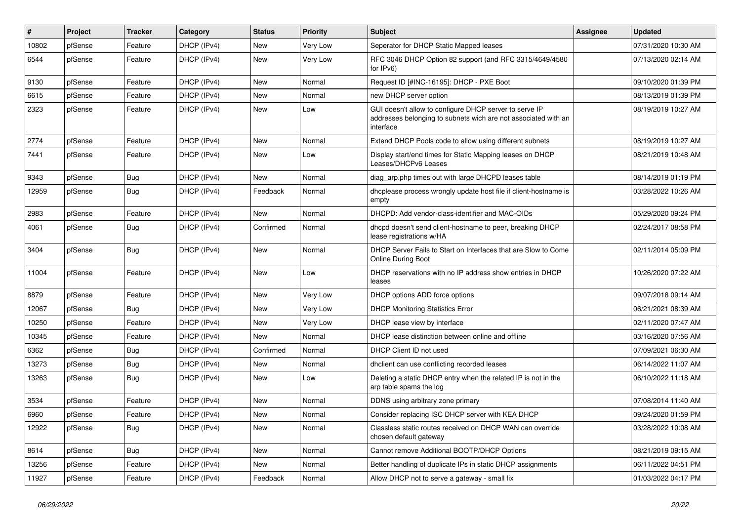| # | Project | Tracker | Category | Status | Priority | Subject | Assignee | Updated |
|---|---|---|---|---|---|---|---|---|
| 10802 | pfSense | Feature | DHCP (IPv4) | New | Very Low | Seperator for DHCP Static Mapped leases | | 07/31/2020 10:30 AM |
| 6544 | pfSense | Feature | DHCP (IPv4) | New | Very Low | RFC 3046 DHCP Option 82 support (and RFC 3315/4649/4580 for IPv6) | | 07/13/2020 02:14 AM |
| 9130 | pfSense | Feature | DHCP (IPv4) | New | Normal | Request ID [#INC-16195]: DHCP - PXE Boot | | 09/10/2020 01:39 PM |
| 6615 | pfSense | Feature | DHCP (IPv4) | New | Normal | new DHCP server option | | 08/13/2019 01:39 PM |
| 2323 | pfSense | Feature | DHCP (IPv4) | New | Low | GUI doesn't allow to configure DHCP server to serve IP addresses belonging to subnets wich are not associated with an interface | | 08/19/2019 10:27 AM |
| 2774 | pfSense | Feature | DHCP (IPv4) | New | Normal | Extend DHCP Pools code to allow using different subnets | | 08/19/2019 10:27 AM |
| 7441 | pfSense | Feature | DHCP (IPv4) | New | Low | Display start/end times for Static Mapping leases on DHCP Leases/DHCPv6 Leases | | 08/21/2019 10:48 AM |
| 9343 | pfSense | Bug | DHCP (IPv4) | New | Normal | diag_arp.php times out with large DHCPD leases table | | 08/14/2019 01:19 PM |
| 12959 | pfSense | Bug | DHCP (IPv4) | Feedback | Normal | dhcplease process wrongly update host file if client-hostname is empty | | 03/28/2022 10:26 AM |
| 2983 | pfSense | Feature | DHCP (IPv4) | New | Normal | DHCPD: Add vendor-class-identifier and MAC-OIDs | | 05/29/2020 09:24 PM |
| 4061 | pfSense | Bug | DHCP (IPv4) | Confirmed | Normal | dhcpd doesn't send client-hostname to peer, breaking DHCP lease registrations w/HA | | 02/24/2017 08:58 PM |
| 3404 | pfSense | Bug | DHCP (IPv4) | New | Normal | DHCP Server Fails to Start on Interfaces that are Slow to Come Online During Boot | | 02/11/2014 05:09 PM |
| 11004 | pfSense | Feature | DHCP (IPv4) | New | Low | DHCP reservations with no IP address show entries in DHCP leases | | 10/26/2020 07:22 AM |
| 8879 | pfSense | Feature | DHCP (IPv4) | New | Very Low | DHCP options ADD force options | | 09/07/2018 09:14 AM |
| 12067 | pfSense | Bug | DHCP (IPv4) | New | Very Low | DHCP Monitoring Statistics Error | | 06/21/2021 08:39 AM |
| 10250 | pfSense | Feature | DHCP (IPv4) | New | Very Low | DHCP lease view by interface | | 02/11/2020 07:47 AM |
| 10345 | pfSense | Feature | DHCP (IPv4) | New | Normal | DHCP lease distinction between online and offline | | 03/16/2020 07:56 AM |
| 6362 | pfSense | Bug | DHCP (IPv4) | Confirmed | Normal | DHCP Client ID not used | | 07/09/2021 06:30 AM |
| 13273 | pfSense | Bug | DHCP (IPv4) | New | Normal | dhclient can use conflicting recorded leases | | 06/14/2022 11:07 AM |
| 13263 | pfSense | Bug | DHCP (IPv4) | New | Low | Deleting a static DHCP entry when the related IP is not in the arp table spams the log | | 06/10/2022 11:18 AM |
| 3534 | pfSense | Feature | DHCP (IPv4) | New | Normal | DDNS using arbitrary zone primary | | 07/08/2014 11:40 AM |
| 6960 | pfSense | Feature | DHCP (IPv4) | New | Normal | Consider replacing ISC DHCP server with KEA DHCP | | 09/24/2020 01:59 PM |
| 12922 | pfSense | Bug | DHCP (IPv4) | New | Normal | Classless static routes received on DHCP WAN can override chosen default gateway | | 03/28/2022 10:08 AM |
| 8614 | pfSense | Bug | DHCP (IPv4) | New | Normal | Cannot remove Additional BOOTP/DHCP Options | | 08/21/2019 09:15 AM |
| 13256 | pfSense | Feature | DHCP (IPv4) | New | Normal | Better handling of duplicate IPs in static DHCP assignments | | 06/11/2022 04:51 PM |
| 11927 | pfSense | Feature | DHCP (IPv4) | Feedback | Normal | Allow DHCP not to serve a gateway - small fix | | 01/03/2022 04:17 PM |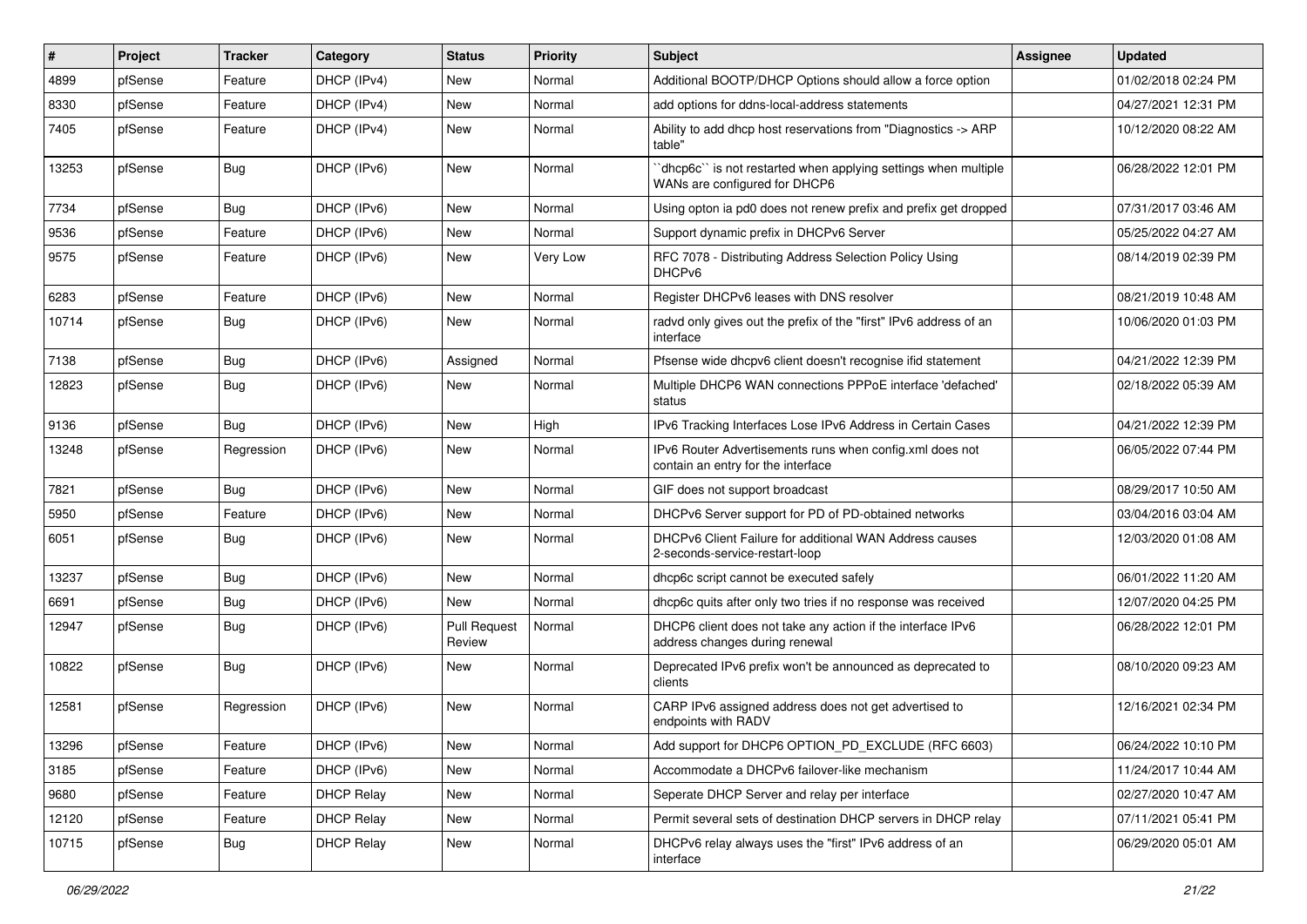| # | Project | Tracker | Category | Status | Priority | Subject | Assignee | Updated |
| --- | --- | --- | --- | --- | --- | --- | --- | --- |
| 4899 | pfSense | Feature | DHCP (IPv4) | New | Normal | Additional BOOTP/DHCP Options should allow a force option | | 01/02/2018 02:24 PM |
| 8330 | pfSense | Feature | DHCP (IPv4) | New | Normal | add options for ddns-local-address statements | | 04/27/2021 12:31 PM |
| 7405 | pfSense | Feature | DHCP (IPv4) | New | Normal | Ability to add dhcp host reservations from "Diagnostics -> ARP table" | | 10/12/2020 08:22 AM |
| 13253 | pfSense | Bug | DHCP (IPv6) | New | Normal | ``dhcp6c`` is not restarted when applying settings when multiple WANs are configured for DHCP6 | | 06/28/2022 12:01 PM |
| 7734 | pfSense | Bug | DHCP (IPv6) | New | Normal | Using opton ia pd0 does not renew prefix and prefix get dropped | | 07/31/2017 03:46 AM |
| 9536 | pfSense | Feature | DHCP (IPv6) | New | Normal | Support dynamic prefix in DHCPv6 Server | | 05/25/2022 04:27 AM |
| 9575 | pfSense | Feature | DHCP (IPv6) | New | Very Low | RFC 7078 - Distributing Address Selection Policy Using DHCPv6 | | 08/14/2019 02:39 PM |
| 6283 | pfSense | Feature | DHCP (IPv6) | New | Normal | Register DHCPv6 leases with DNS resolver | | 08/21/2019 10:48 AM |
| 10714 | pfSense | Bug | DHCP (IPv6) | New | Normal | radvd only gives out the prefix of the "first" IPv6 address of an interface | | 10/06/2020 01:03 PM |
| 7138 | pfSense | Bug | DHCP (IPv6) | Assigned | Normal | Pfsense wide dhcpv6 client doesn't recognise ifid statement | | 04/21/2022 12:39 PM |
| 12823 | pfSense | Bug | DHCP (IPv6) | New | Normal | Multiple DHCP6 WAN connections PPPoE interface 'defached' status | | 02/18/2022 05:39 AM |
| 9136 | pfSense | Bug | DHCP (IPv6) | New | High | IPv6 Tracking Interfaces Lose IPv6 Address in Certain Cases | | 04/21/2022 12:39 PM |
| 13248 | pfSense | Regression | DHCP (IPv6) | New | Normal | IPv6 Router Advertisements runs when config.xml does not contain an entry for the interface | | 06/05/2022 07:44 PM |
| 7821 | pfSense | Bug | DHCP (IPv6) | New | Normal | GIF does not support broadcast | | 08/29/2017 10:50 AM |
| 5950 | pfSense | Feature | DHCP (IPv6) | New | Normal | DHCPv6 Server support for PD of PD-obtained networks | | 03/04/2016 03:04 AM |
| 6051 | pfSense | Bug | DHCP (IPv6) | New | Normal | DHCPv6 Client Failure for additional WAN Address causes 2-seconds-service-restart-loop | | 12/03/2020 01:08 AM |
| 13237 | pfSense | Bug | DHCP (IPv6) | New | Normal | dhcp6c script cannot be executed safely | | 06/01/2022 11:20 AM |
| 6691 | pfSense | Bug | DHCP (IPv6) | New | Normal | dhcp6c quits after only two tries if no response was received | | 12/07/2020 04:25 PM |
| 12947 | pfSense | Bug | DHCP (IPv6) | Pull Request Review | Normal | DHCP6 client does not take any action if the interface IPv6 address changes during renewal | | 06/28/2022 12:01 PM |
| 10822 | pfSense | Bug | DHCP (IPv6) | New | Normal | Deprecated IPv6 prefix won't be announced as deprecated to clients | | 08/10/2020 09:23 AM |
| 12581 | pfSense | Regression | DHCP (IPv6) | New | Normal | CARP IPv6 assigned address does not get advertised to endpoints with RADV | | 12/16/2021 02:34 PM |
| 13296 | pfSense | Feature | DHCP (IPv6) | New | Normal | Add support for DHCP6 OPTION_PD_EXCLUDE (RFC 6603) | | 06/24/2022 10:10 PM |
| 3185 | pfSense | Feature | DHCP (IPv6) | New | Normal | Accommodate a DHCPv6 failover-like mechanism | | 11/24/2017 10:44 AM |
| 9680 | pfSense | Feature | DHCP Relay | New | Normal | Seperate DHCP Server and relay per interface | | 02/27/2020 10:47 AM |
| 12120 | pfSense | Feature | DHCP Relay | New | Normal | Permit several sets of destination DHCP servers in DHCP relay | | 07/11/2021 05:41 PM |
| 10715 | pfSense | Bug | DHCP Relay | New | Normal | DHCPv6 relay always uses the "first" IPv6 address of an interface | | 06/29/2020 05:01 AM |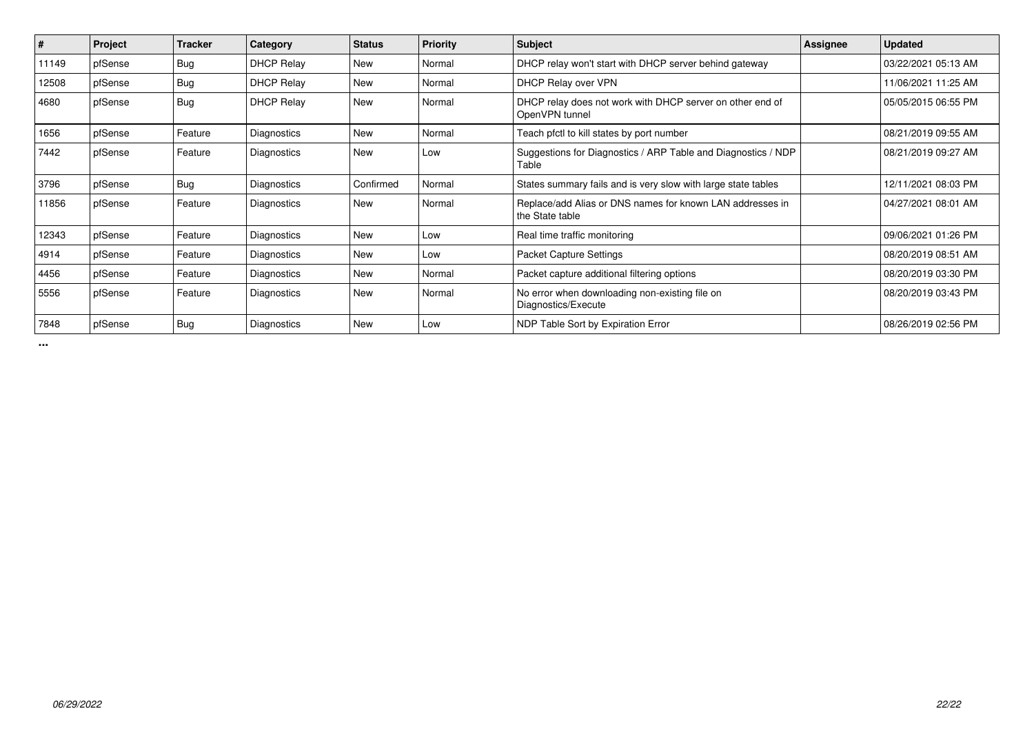| # | Project | Tracker | Category | Status | Priority | Subject | Assignee | Updated |
|---|---|---|---|---|---|---|---|---|
| 11149 | pfSense | Bug | DHCP Relay | New | Normal | DHCP relay won't start with DHCP server behind gateway | | 03/22/2021 05:13 AM |
| 12508 | pfSense | Bug | DHCP Relay | New | Normal | DHCP Relay over VPN | | 11/06/2021 11:25 AM |
| 4680 | pfSense | Bug | DHCP Relay | New | Normal | DHCP relay does not work with DHCP server on other end of OpenVPN tunnel | | 05/05/2015 06:55 PM |
| 1656 | pfSense | Feature | Diagnostics | New | Normal | Teach pfctl to kill states by port number | | 08/21/2019 09:55 AM |
| 7442 | pfSense | Feature | Diagnostics | New | Low | Suggestions for Diagnostics / ARP Table and Diagnostics / NDP Table | | 08/21/2019 09:27 AM |
| 3796 | pfSense | Bug | Diagnostics | Confirmed | Normal | States summary fails and is very slow with large state tables | | 12/11/2021 08:03 PM |
| 11856 | pfSense | Feature | Diagnostics | New | Normal | Replace/add Alias or DNS names for known LAN addresses in the State table | | 04/27/2021 08:01 AM |
| 12343 | pfSense | Feature | Diagnostics | New | Low | Real time traffic monitoring | | 09/06/2021 01:26 PM |
| 4914 | pfSense | Feature | Diagnostics | New | Low | Packet Capture Settings | | 08/20/2019 08:51 AM |
| 4456 | pfSense | Feature | Diagnostics | New | Normal | Packet capture additional filtering options | | 08/20/2019 03:30 PM |
| 5556 | pfSense | Feature | Diagnostics | New | Normal | No error when downloading non-existing file on Diagnostics/Execute | | 08/20/2019 03:43 PM |
| 7848 | pfSense | Bug | Diagnostics | New | Low | NDP Table Sort by Expiration Error | | 08/26/2019 02:56 PM |

...